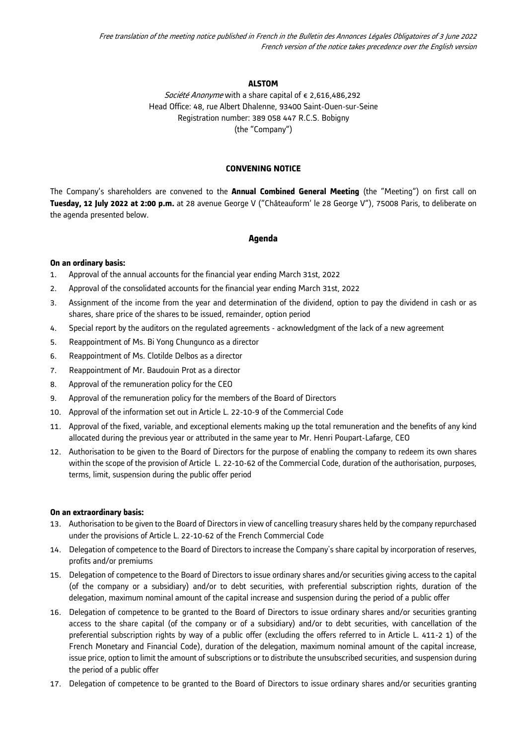*Free translation of the meeting notice published in French in the Bulletin des Annonces Légales Obligatoires of 3 June 2022*
*French version of the notice takes precedence over the English version*

**ALSTOM**

*Société Anonyme* with a share capital of € 2,616,486,292
Head Office: 48, rue Albert Dhalenne, 93400 Saint-Ouen-sur-Seine
Registration number: 389 058 447 R.C.S. Bobigny
(the "Company")

**CONVENING NOTICE**

The Company's shareholders are convened to the **Annual Combined General Meeting** (the "Meeting") on first call on **Tuesday, 12 July 2022 at 2:00 p.m.** at 28 avenue George V ("Châteauform' le 28 George V"), 75008 Paris, to deliberate on the agenda presented below.

## Agenda

**On an ordinary basis:**

1. Approval of the annual accounts for the financial year ending March 31st, 2022
2. Approval of the consolidated accounts for the financial year ending March 31st, 2022
3. Assignment of the income from the year and determination of the dividend, option to pay the dividend in cash or as shares, share price of the shares to be issued, remainder, option period
4. Special report by the auditors on the regulated agreements - acknowledgment of the lack of a new agreement
5. Reappointment of Ms. Bi Yong Chungunco as a director
6. Reappointment of Ms. Clotilde Delbos as a director
7. Reappointment of Mr. Baudouin Prot as a director
8. Approval of the remuneration policy for the CEO
9. Approval of the remuneration policy for the members of the Board of Directors
10. Approval of the information set out in Article L. 22-10-9 of the Commercial Code
11. Approval of the fixed, variable, and exceptional elements making up the total remuneration and the benefits of any kind allocated during the previous year or attributed in the same year to Mr. Henri Poupart-Lafarge, CEO
12. Authorisation to be given to the Board of Directors for the purpose of enabling the company to redeem its own shares within the scope of the provision of Article L. 22-10-62 of the Commercial Code, duration of the authorisation, purposes, terms, limit, suspension during the public offer period

**On an extraordinary basis:**

13. Authorisation to be given to the Board of Directors in view of cancelling treasury shares held by the company repurchased under the provisions of Article L. 22-10-62 of the French Commercial Code
14. Delegation of competence to the Board of Directors to increase the Company's share capital by incorporation of reserves, profits and/or premiums
15. Delegation of competence to the Board of Directors to issue ordinary shares and/or securities giving access to the capital (of the company or a subsidiary) and/or to debt securities, with preferential subscription rights, duration of the delegation, maximum nominal amount of the capital increase and suspension during the period of a public offer
16. Delegation of competence to be granted to the Board of Directors to issue ordinary shares and/or securities granting access to the share capital (of the company or of a subsidiary) and/or to debt securities, with cancellation of the preferential subscription rights by way of a public offer (excluding the offers referred to in Article L. 411-2 1) of the French Monetary and Financial Code), duration of the delegation, maximum nominal amount of the capital increase, issue price, option to limit the amount of subscriptions or to distribute the unsubscribed securities, and suspension during the period of a public offer
17. Delegation of competence to be granted to the Board of Directors to issue ordinary shares and/or securities granting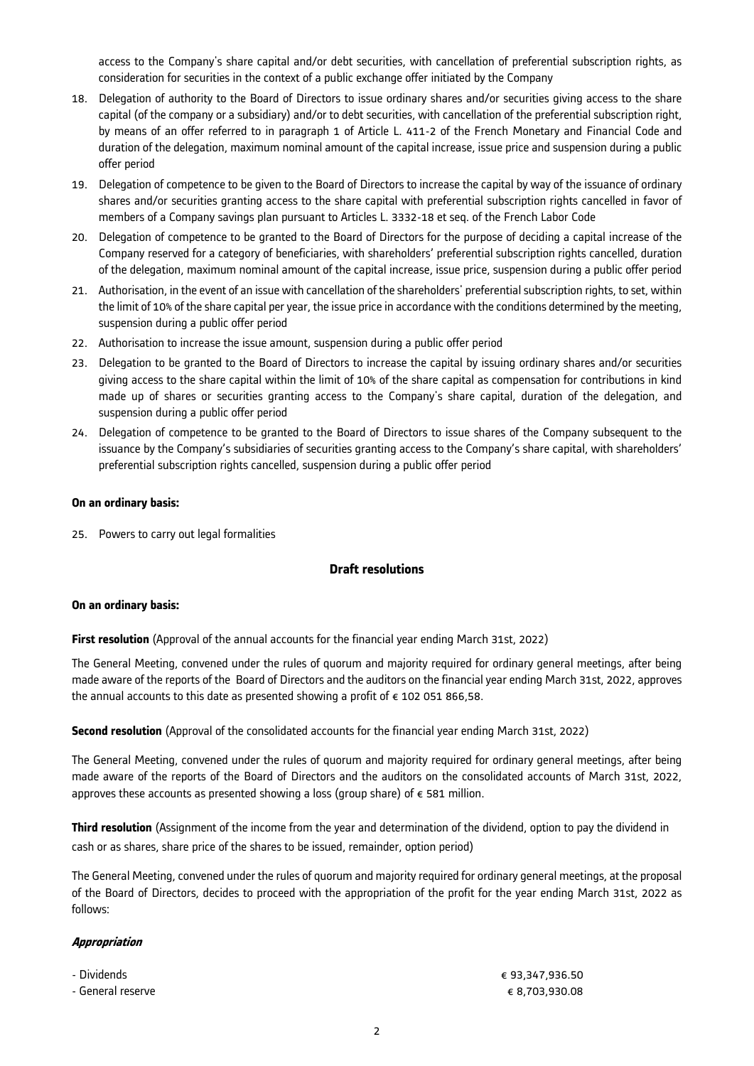access to the Company's share capital and/or debt securities, with cancellation of preferential subscription rights, as consideration for securities in the context of a public exchange offer initiated by the Company

18. Delegation of authority to the Board of Directors to issue ordinary shares and/or securities giving access to the share capital (of the company or a subsidiary) and/or to debt securities, with cancellation of the preferential subscription right, by means of an offer referred to in paragraph 1 of Article L. 411-2 of the French Monetary and Financial Code and duration of the delegation, maximum nominal amount of the capital increase, issue price and suspension during a public offer period
19. Delegation of competence to be given to the Board of Directors to increase the capital by way of the issuance of ordinary shares and/or securities granting access to the share capital with preferential subscription rights cancelled in favor of members of a Company savings plan pursuant to Articles L. 3332-18 et seq. of the French Labor Code
20. Delegation of competence to be granted to the Board of Directors for the purpose of deciding a capital increase of the Company reserved for a category of beneficiaries, with shareholders' preferential subscription rights cancelled, duration of the delegation, maximum nominal amount of the capital increase, issue price, suspension during a public offer period
21. Authorisation, in the event of an issue with cancellation of the shareholders' preferential subscription rights, to set, within the limit of 10% of the share capital per year, the issue price in accordance with the conditions determined by the meeting, suspension during a public offer period
22. Authorisation to increase the issue amount, suspension during a public offer period
23. Delegation to be granted to the Board of Directors to increase the capital by issuing ordinary shares and/or securities giving access to the share capital within the limit of 10% of the share capital as compensation for contributions in kind made up of shares or securities granting access to the Company's share capital, duration of the delegation, and suspension during a public offer period
24. Delegation of competence to be granted to the Board of Directors to issue shares of the Company subsequent to the issuance by the Company's subsidiaries of securities granting access to the Company's share capital, with shareholders' preferential subscription rights cancelled, suspension during a public offer period

**On an ordinary basis:**

25. Powers to carry out legal formalities

## Draft resolutions

**On an ordinary basis:**

**First resolution** (Approval of the annual accounts for the financial year ending March 31st, 2022)

The General Meeting, convened under the rules of quorum and majority required for ordinary general meetings, after being made aware of the reports of the Board of Directors and the auditors on the financial year ending March 31st, 2022, approves the annual accounts to this date as presented showing a profit of € 102 051 866,58.

**Second resolution** (Approval of the consolidated accounts for the financial year ending March 31st, 2022)

The General Meeting, convened under the rules of quorum and majority required for ordinary general meetings, after being made aware of the reports of the Board of Directors and the auditors on the consolidated accounts of March 31st, 2022, approves these accounts as presented showing a loss (group share) of € 581 million.

**Third resolution** (Assignment of the income from the year and determination of the dividend, option to pay the dividend in cash or as shares, share price of the shares to be issued, remainder, option period)

The General Meeting, convened under the rules of quorum and majority required for ordinary general meetings, at the proposal of the Board of Directors, decides to proceed with the appropriation of the profit for the year ending March 31st, 2022 as follows:

***Appropriation***

| | |
|---|---|
| - Dividends | € 93,347,936.50 |
| - General reserve | € 8,703,930.08 |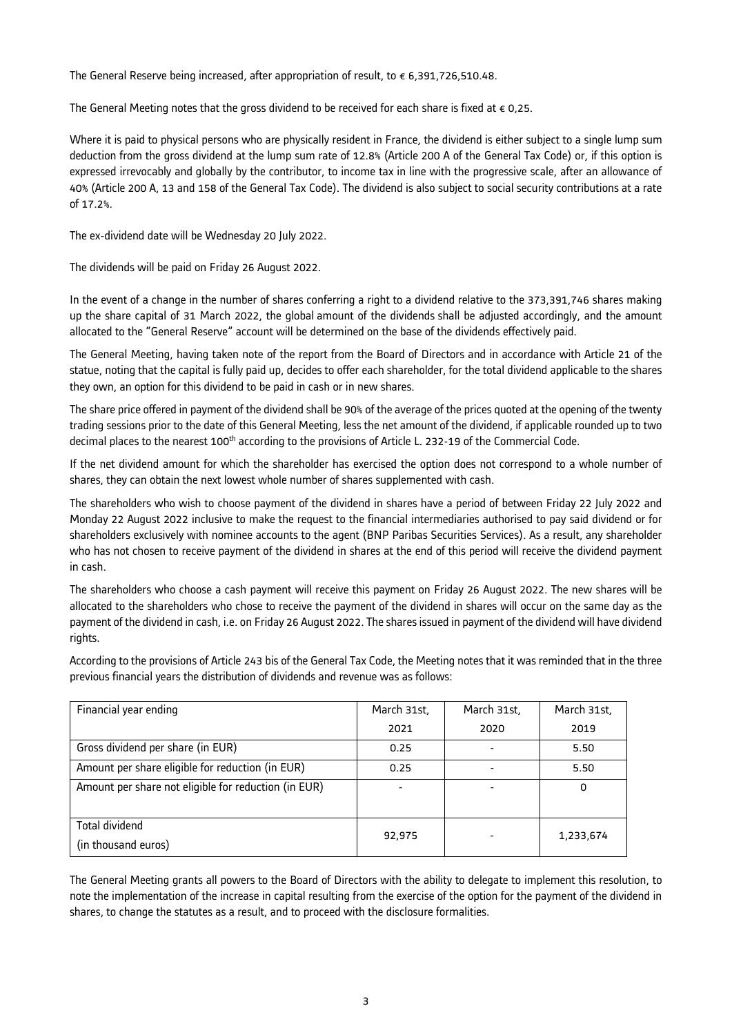The General Reserve being increased, after appropriation of result, to € 6,391,726,510.48.

The General Meeting notes that the gross dividend to be received for each share is fixed at € 0,25.

Where it is paid to physical persons who are physically resident in France, the dividend is either subject to a single lump sum deduction from the gross dividend at the lump sum rate of 12.8% (Article 200 A of the General Tax Code) or, if this option is expressed irrevocably and globally by the contributor, to income tax in line with the progressive scale, after an allowance of 40% (Article 200 A, 13 and 158 of the General Tax Code). The dividend is also subject to social security contributions at a rate of 17.2%.

The ex-dividend date will be Wednesday 20 July 2022.

The dividends will be paid on Friday 26 August 2022.

In the event of a change in the number of shares conferring a right to a dividend relative to the 373,391,746 shares making up the share capital of 31 March 2022, the global amount of the dividends shall be adjusted accordingly, and the amount allocated to the "General Reserve" account will be determined on the base of the dividends effectively paid.

The General Meeting, having taken note of the report from the Board of Directors and in accordance with Article 21 of the statue, noting that the capital is fully paid up, decides to offer each shareholder, for the total dividend applicable to the shares they own, an option for this dividend to be paid in cash or in new shares.

The share price offered in payment of the dividend shall be 90% of the average of the prices quoted at the opening of the twenty trading sessions prior to the date of this General Meeting, less the net amount of the dividend, if applicable rounded up to two decimal places to the nearest 100th according to the provisions of Article L. 232-19 of the Commercial Code.

If the net dividend amount for which the shareholder has exercised the option does not correspond to a whole number of shares, they can obtain the next lowest whole number of shares supplemented with cash.

The shareholders who wish to choose payment of the dividend in shares have a period of between Friday 22 July 2022 and Monday 22 August 2022 inclusive to make the request to the financial intermediaries authorised to pay said dividend or for shareholders exclusively with nominee accounts to the agent (BNP Paribas Securities Services). As a result, any shareholder who has not chosen to receive payment of the dividend in shares at the end of this period will receive the dividend payment in cash.

The shareholders who choose a cash payment will receive this payment on Friday 26 August 2022. The new shares will be allocated to the shareholders who chose to receive the payment of the dividend in shares will occur on the same day as the payment of the dividend in cash, i.e. on Friday 26 August 2022. The shares issued in payment of the dividend will have dividend rights.

According to the provisions of Article 243 bis of the General Tax Code, the Meeting notes that it was reminded that in the three previous financial years the distribution of dividends and revenue was as follows:

| Financial year ending | March 31st, 2021 | March 31st, 2020 | March 31st, 2019 |
|---|---|---|---|
| Gross dividend per share (in EUR) | 0.25 | - | 5.50 |
| Amount per share eligible for reduction (in EUR) | 0.25 | - | 5.50 |
| Amount per share not eligible for reduction (in EUR) | - | - | 0 |
| Total dividend (in thousand euros) | 92,975 | - | 1,233,674 |

The General Meeting grants all powers to the Board of Directors with the ability to delegate to implement this resolution, to note the implementation of the increase in capital resulting from the exercise of the option for the payment of the dividend in shares, to change the statutes as a result, and to proceed with the disclosure formalities.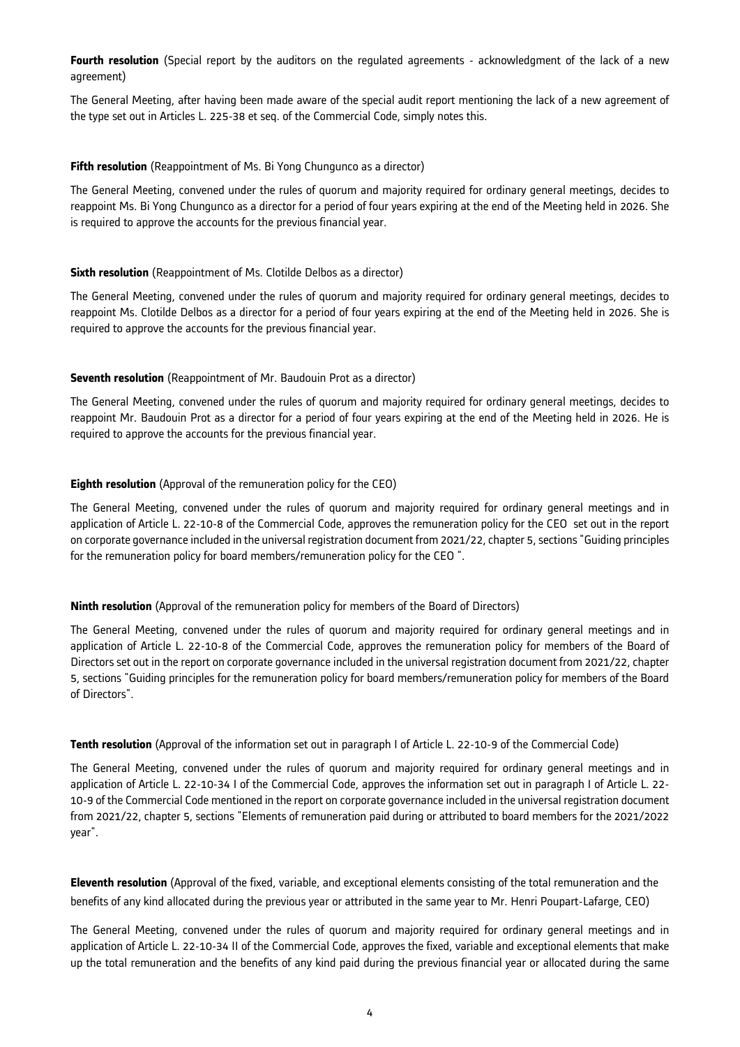**Fourth resolution** (Special report by the auditors on the regulated agreements - acknowledgment of the lack of a new agreement)

The General Meeting, after having been made aware of the special audit report mentioning the lack of a new agreement of the type set out in Articles L. 225-38 et seq. of the Commercial Code, simply notes this.

**Fifth resolution** (Reappointment of Ms. Bi Yong Chungunco as a director)

The General Meeting, convened under the rules of quorum and majority required for ordinary general meetings, decides to reappoint Ms. Bi Yong Chungunco as a director for a period of four years expiring at the end of the Meeting held in 2026. She is required to approve the accounts for the previous financial year.

**Sixth resolution** (Reappointment of Ms. Clotilde Delbos as a director)

The General Meeting, convened under the rules of quorum and majority required for ordinary general meetings, decides to reappoint Ms. Clotilde Delbos as a director for a period of four years expiring at the end of the Meeting held in 2026. She is required to approve the accounts for the previous financial year.

**Seventh resolution** (Reappointment of Mr. Baudouin Prot as a director)

The General Meeting, convened under the rules of quorum and majority required for ordinary general meetings, decides to reappoint Mr. Baudouin Prot as a director for a period of four years expiring at the end of the Meeting held in 2026. He is required to approve the accounts for the previous financial year.

**Eighth resolution** (Approval of the remuneration policy for the CEO)

The General Meeting, convened under the rules of quorum and majority required for ordinary general meetings and in application of Article L. 22-10-8 of the Commercial Code, approves the remuneration policy for the CEO set out in the report on corporate governance included in the universal registration document from 2021/22, chapter 5, sections "Guiding principles for the remuneration policy for board members/remuneration policy for the CEO ".

**Ninth resolution** (Approval of the remuneration policy for members of the Board of Directors)

The General Meeting, convened under the rules of quorum and majority required for ordinary general meetings and in application of Article L. 22-10-8 of the Commercial Code, approves the remuneration policy for members of the Board of Directors set out in the report on corporate governance included in the universal registration document from 2021/22, chapter 5, sections "Guiding principles for the remuneration policy for board members/remuneration policy for members of the Board of Directors".

**Tenth resolution** (Approval of the information set out in paragraph I of Article L. 22-10-9 of the Commercial Code)

The General Meeting, convened under the rules of quorum and majority required for ordinary general meetings and in application of Article L. 22-10-34 I of the Commercial Code, approves the information set out in paragraph I of Article L. 22-10-9 of the Commercial Code mentioned in the report on corporate governance included in the universal registration document from 2021/22, chapter 5, sections "Elements of remuneration paid during or attributed to board members for the 2021/2022 year".

**Eleventh resolution** (Approval of the fixed, variable, and exceptional elements consisting of the total remuneration and the benefits of any kind allocated during the previous year or attributed in the same year to Mr. Henri Poupart-Lafarge, CEO)

The General Meeting, convened under the rules of quorum and majority required for ordinary general meetings and in application of Article L. 22-10-34 II of the Commercial Code, approves the fixed, variable and exceptional elements that make up the total remuneration and the benefits of any kind paid during the previous financial year or allocated during the same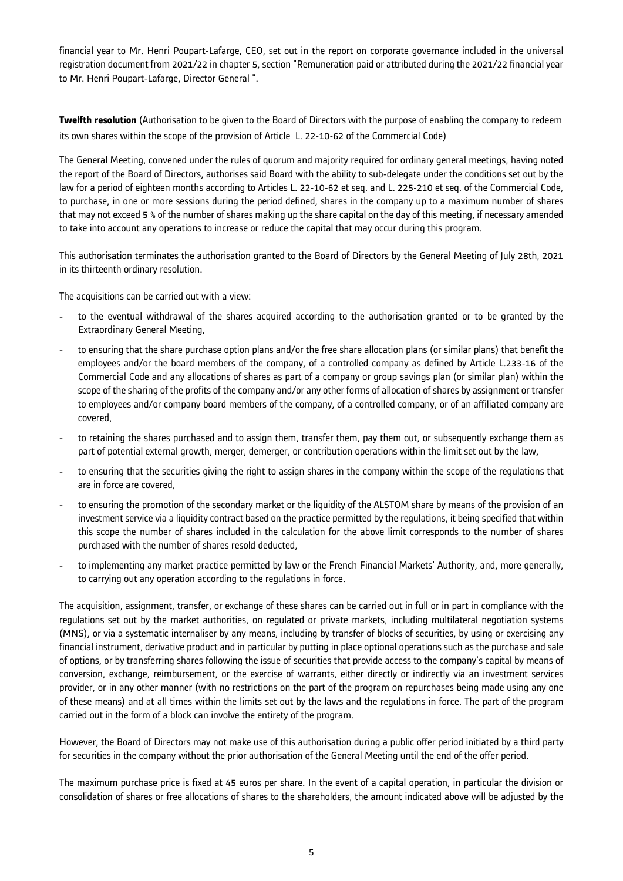financial year to Mr. Henri Poupart-Lafarge, CEO, set out in the report on corporate governance included in the universal registration document from 2021/22 in chapter 5, section "Remuneration paid or attributed during the 2021/22 financial year to Mr. Henri Poupart-Lafarge, Director General ".

**Twelfth resolution** (Authorisation to be given to the Board of Directors with the purpose of enabling the company to redeem its own shares within the scope of the provision of Article L. 22-10-62 of the Commercial Code)

The General Meeting, convened under the rules of quorum and majority required for ordinary general meetings, having noted the report of the Board of Directors, authorises said Board with the ability to sub-delegate under the conditions set out by the law for a period of eighteen months according to Articles L. 22-10-62 et seq. and L. 225-210 et seq. of the Commercial Code, to purchase, in one or more sessions during the period defined, shares in the company up to a maximum number of shares that may not exceed 5 % of the number of shares making up the share capital on the day of this meeting, if necessary amended to take into account any operations to increase or reduce the capital that may occur during this program.

This authorisation terminates the authorisation granted to the Board of Directors by the General Meeting of July 28th, 2021 in its thirteenth ordinary resolution.

The acquisitions can be carried out with a view:

- to the eventual withdrawal of the shares acquired according to the authorisation granted or to be granted by the Extraordinary General Meeting,
- to ensuring that the share purchase option plans and/or the free share allocation plans (or similar plans) that benefit the employees and/or the board members of the company, of a controlled company as defined by Article L.233-16 of the Commercial Code and any allocations of shares as part of a company or group savings plan (or similar plan) within the scope of the sharing of the profits of the company and/or any other forms of allocation of shares by assignment or transfer to employees and/or company board members of the company, of a controlled company, or of an affiliated company are covered,
- to retaining the shares purchased and to assign them, transfer them, pay them out, or subsequently exchange them as part of potential external growth, merger, demerger, or contribution operations within the limit set out by the law,
- to ensuring that the securities giving the right to assign shares in the company within the scope of the regulations that are in force are covered,
- to ensuring the promotion of the secondary market or the liquidity of the ALSTOM share by means of the provision of an investment service via a liquidity contract based on the practice permitted by the regulations, it being specified that within this scope the number of shares included in the calculation for the above limit corresponds to the number of shares purchased with the number of shares resold deducted,
- to implementing any market practice permitted by law or the French Financial Markets' Authority, and, more generally, to carrying out any operation according to the regulations in force.

The acquisition, assignment, transfer, or exchange of these shares can be carried out in full or in part in compliance with the regulations set out by the market authorities, on regulated or private markets, including multilateral negotiation systems (MNS), or via a systematic internaliser by any means, including by transfer of blocks of securities, by using or exercising any financial instrument, derivative product and in particular by putting in place optional operations such as the purchase and sale of options, or by transferring shares following the issue of securities that provide access to the company's capital by means of conversion, exchange, reimbursement, or the exercise of warrants, either directly or indirectly via an investment services provider, or in any other manner (with no restrictions on the part of the program on repurchases being made using any one of these means) and at all times within the limits set out by the laws and the regulations in force. The part of the program carried out in the form of a block can involve the entirety of the program.

However, the Board of Directors may not make use of this authorisation during a public offer period initiated by a third party for securities in the company without the prior authorisation of the General Meeting until the end of the offer period.

The maximum purchase price is fixed at 45 euros per share. In the event of a capital operation, in particular the division or consolidation of shares or free allocations of shares to the shareholders, the amount indicated above will be adjusted by the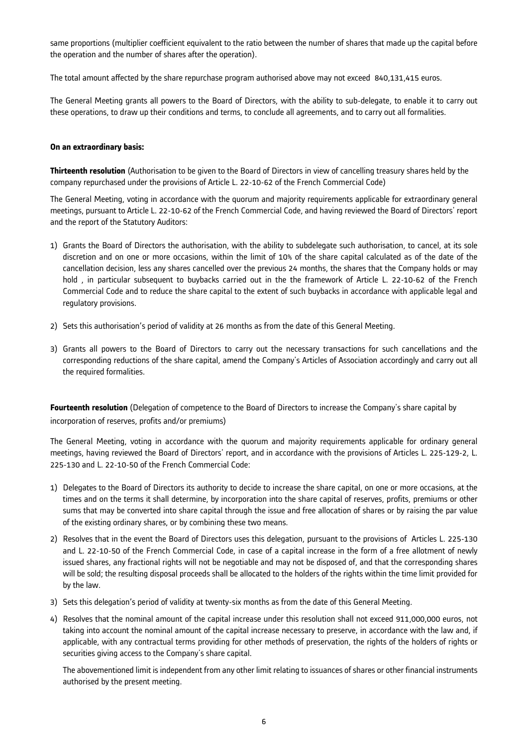same proportions (multiplier coefficient equivalent to the ratio between the number of shares that made up the capital before the operation and the number of shares after the operation).

The total amount affected by the share repurchase program authorised above may not exceed 840,131,415 euros.

The General Meeting grants all powers to the Board of Directors, with the ability to sub-delegate, to enable it to carry out these operations, to draw up their conditions and terms, to conclude all agreements, and to carry out all formalities.

**On an extraordinary basis:**

**Thirteenth resolution** (Authorisation to be given to the Board of Directors in view of cancelling treasury shares held by the company repurchased under the provisions of Article L. 22-10-62 of the French Commercial Code)

The General Meeting, voting in accordance with the quorum and majority requirements applicable for extraordinary general meetings, pursuant to Article L. 22-10-62 of the French Commercial Code, and having reviewed the Board of Directors' report and the report of the Statutory Auditors:

1) Grants the Board of Directors the authorisation, with the ability to subdelegate such authorisation, to cancel, at its sole discretion and on one or more occasions, within the limit of 10% of the share capital calculated as of the date of the cancellation decision, less any shares cancelled over the previous 24 months, the shares that the Company holds or may hold , in particular subsequent to buybacks carried out in the the framework of Article L. 22-10-62 of the French Commercial Code and to reduce the share capital to the extent of such buybacks in accordance with applicable legal and regulatory provisions.

2) Sets this authorisation's period of validity at 26 months as from the date of this General Meeting.

3) Grants all powers to the Board of Directors to carry out the necessary transactions for such cancellations and the corresponding reductions of the share capital, amend the Company's Articles of Association accordingly and carry out all the required formalities.

**Fourteenth resolution** (Delegation of competence to the Board of Directors to increase the Company's share capital by incorporation of reserves, profits and/or premiums)

The General Meeting, voting in accordance with the quorum and majority requirements applicable for ordinary general meetings, having reviewed the Board of Directors' report, and in accordance with the provisions of Articles L. 225-129-2, L. 225-130 and L. 22-10-50 of the French Commercial Code:

1) Delegates to the Board of Directors its authority to decide to increase the share capital, on one or more occasions, at the times and on the terms it shall determine, by incorporation into the share capital of reserves, profits, premiums or other sums that may be converted into share capital through the issue and free allocation of shares or by raising the par value of the existing ordinary shares, or by combining these two means.

2) Resolves that in the event the Board of Directors uses this delegation, pursuant to the provisions of Articles L. 225-130 and L. 22-10-50 of the French Commercial Code, in case of a capital increase in the form of a free allotment of newly issued shares, any fractional rights will not be negotiable and may not be disposed of, and that the corresponding shares will be sold; the resulting disposal proceeds shall be allocated to the holders of the rights within the time limit provided for by the law.

3) Sets this delegation's period of validity at twenty-six months as from the date of this General Meeting.

4) Resolves that the nominal amount of the capital increase under this resolution shall not exceed 911,000,000 euros, not taking into account the nominal amount of the capital increase necessary to preserve, in accordance with the law and, if applicable, with any contractual terms providing for other methods of preservation, the rights of the holders of rights or securities giving access to the Company's share capital.

   The abovementioned limit is independent from any other limit relating to issuances of shares or other financial instruments authorised by the present meeting.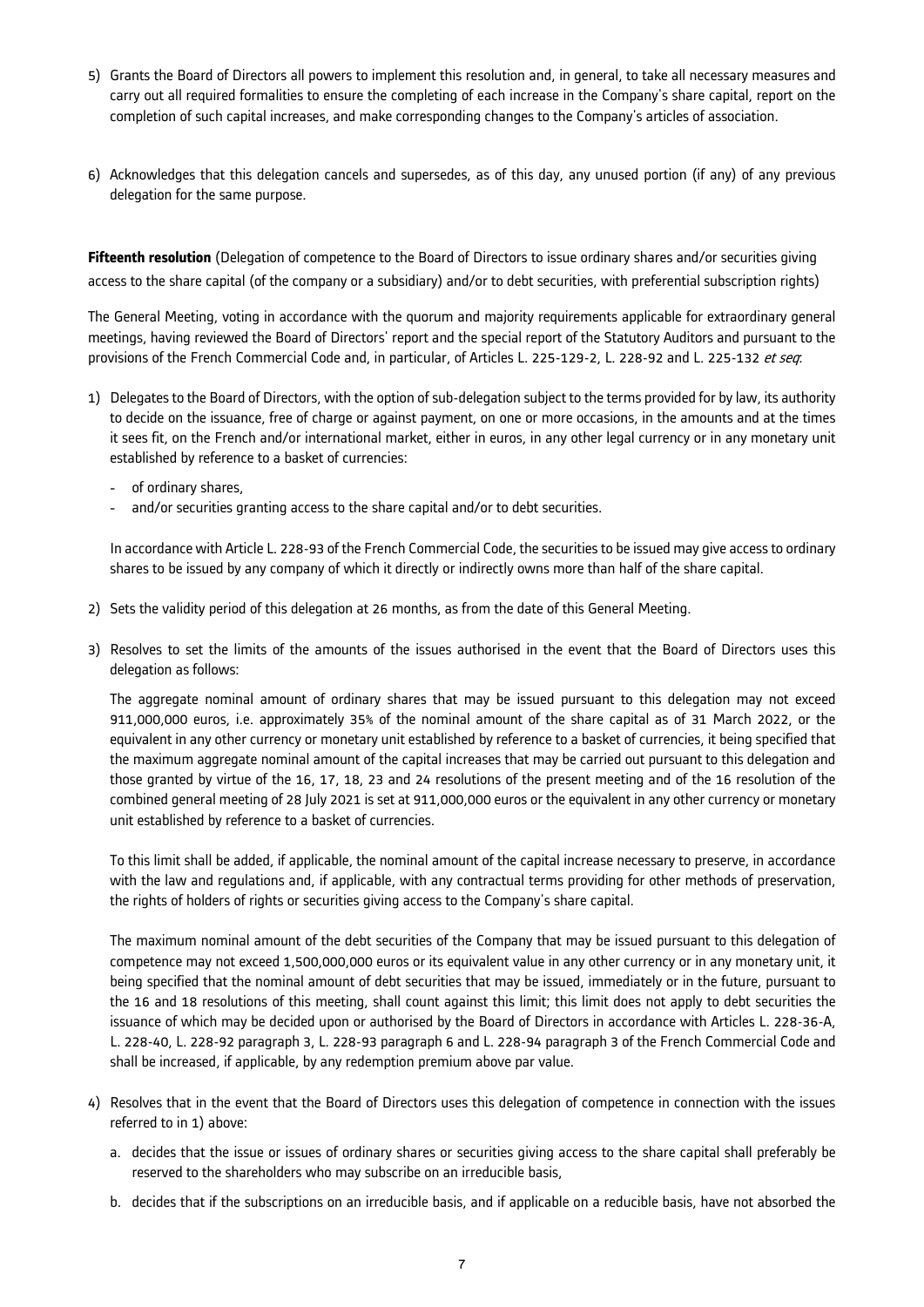5) Grants the Board of Directors all powers to implement this resolution and, in general, to take all necessary measures and carry out all required formalities to ensure the completing of each increase in the Company's share capital, report on the completion of such capital increases, and make corresponding changes to the Company's articles of association.

6) Acknowledges that this delegation cancels and supersedes, as of this day, any unused portion (if any) of any previous delegation for the same purpose.

**Fifteenth resolution** (Delegation of competence to the Board of Directors to issue ordinary shares and/or securities giving access to the share capital (of the company or a subsidiary) and/or to debt securities, with preferential subscription rights)

The General Meeting, voting in accordance with the quorum and majority requirements applicable for extraordinary general meetings, having reviewed the Board of Directors' report and the special report of the Statutory Auditors and pursuant to the provisions of the French Commercial Code and, in particular, of Articles L. 225-129-2, L. 228-92 and L. 225-132 *et seq*:

1) Delegates to the Board of Directors, with the option of sub-delegation subject to the terms provided for by law, its authority to decide on the issuance, free of charge or against payment, on one or more occasions, in the amounts and at the times it sees fit, on the French and/or international market, either in euros, in any other legal currency or in any monetary unit established by reference to a basket of currencies:

   - of ordinary shares,
   - and/or securities granting access to the share capital and/or to debt securities.

   In accordance with Article L. 228-93 of the French Commercial Code, the securities to be issued may give access to ordinary shares to be issued by any company of which it directly or indirectly owns more than half of the share capital.

2) Sets the validity period of this delegation at 26 months, as from the date of this General Meeting.

3) Resolves to set the limits of the amounts of the issues authorised in the event that the Board of Directors uses this delegation as follows:

   The aggregate nominal amount of ordinary shares that may be issued pursuant to this delegation may not exceed 911,000,000 euros, i.e. approximately 35% of the nominal amount of the share capital as of 31 March 2022, or the equivalent in any other currency or monetary unit established by reference to a basket of currencies, it being specified that the maximum aggregate nominal amount of the capital increases that may be carried out pursuant to this delegation and those granted by virtue of the 16, 17, 18, 23 and 24 resolutions of the present meeting and of the 16 resolution of the combined general meeting of 28 July 2021 is set at 911,000,000 euros or the equivalent in any other currency or monetary unit established by reference to a basket of currencies.

   To this limit shall be added, if applicable, the nominal amount of the capital increase necessary to preserve, in accordance with the law and regulations and, if applicable, with any contractual terms providing for other methods of preservation, the rights of holders of rights or securities giving access to the Company's share capital.

   The maximum nominal amount of the debt securities of the Company that may be issued pursuant to this delegation of competence may not exceed 1,500,000,000 euros or its equivalent value in any other currency or in any monetary unit, it being specified that the nominal amount of debt securities that may be issued, immediately or in the future, pursuant to the 16 and 18 resolutions of this meeting, shall count against this limit; this limit does not apply to debt securities the issuance of which may be decided upon or authorised by the Board of Directors in accordance with Articles L. 228-36-A, L. 228-40, L. 228-92 paragraph 3, L. 228-93 paragraph 6 and L. 228-94 paragraph 3 of the French Commercial Code and shall be increased, if applicable, by any redemption premium above par value.

4) Resolves that in the event that the Board of Directors uses this delegation of competence in connection with the issues referred to in 1) above:

   a. decides that the issue or issues of ordinary shares or securities giving access to the share capital shall preferably be reserved to the shareholders who may subscribe on an irreducible basis,

   b. decides that if the subscriptions on an irreducible basis, and if applicable on a reducible basis, have not absorbed the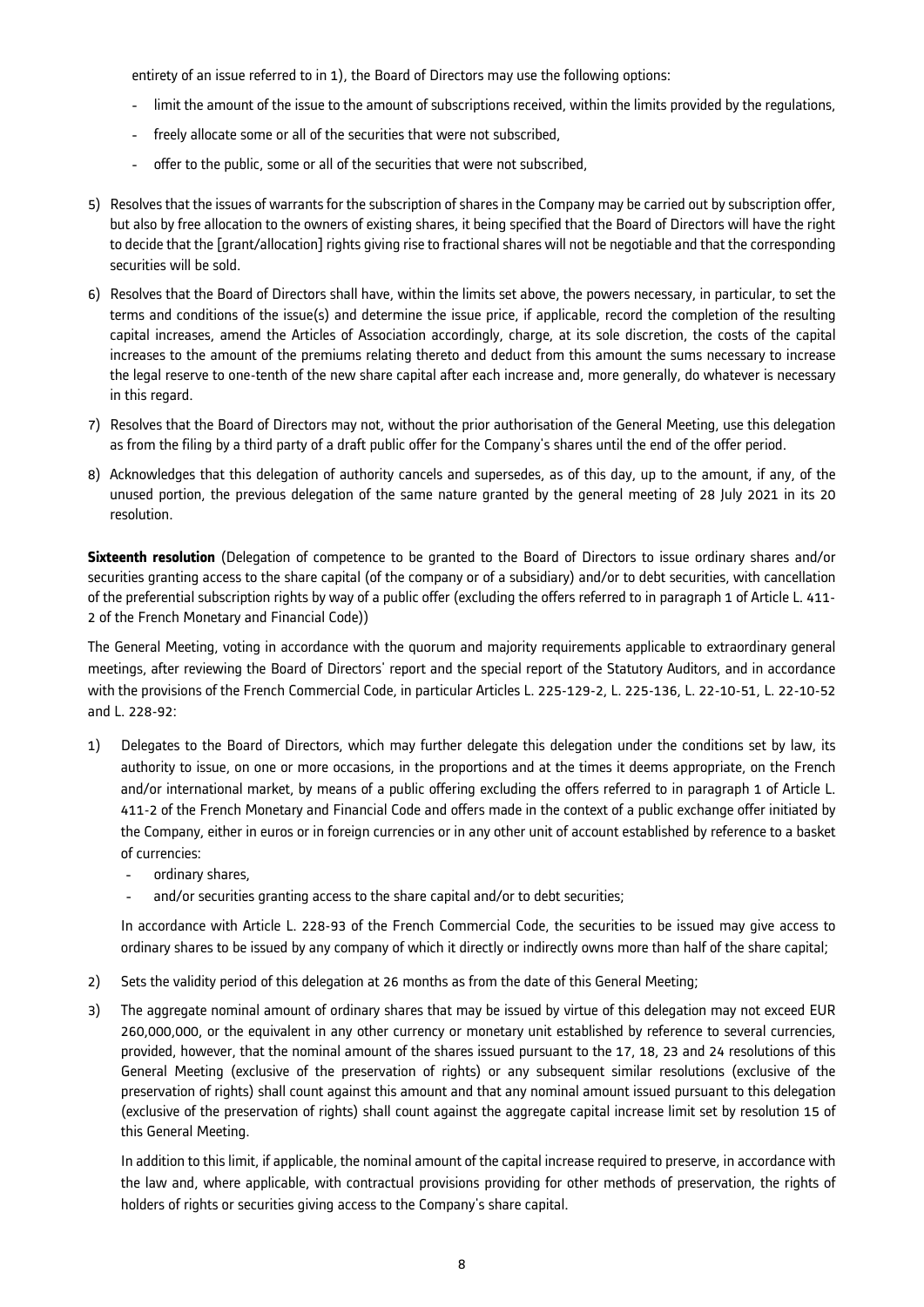entirety of an issue referred to in 1), the Board of Directors may use the following options:

- limit the amount of the issue to the amount of subscriptions received, within the limits provided by the regulations,
- freely allocate some or all of the securities that were not subscribed,
- offer to the public, some or all of the securities that were not subscribed,

5) Resolves that the issues of warrants for the subscription of shares in the Company may be carried out by subscription offer, but also by free allocation to the owners of existing shares, it being specified that the Board of Directors will have the right to decide that the [grant/allocation] rights giving rise to fractional shares will not be negotiable and that the corresponding securities will be sold.

6) Resolves that the Board of Directors shall have, within the limits set above, the powers necessary, in particular, to set the terms and conditions of the issue(s) and determine the issue price, if applicable, record the completion of the resulting capital increases, amend the Articles of Association accordingly, charge, at its sole discretion, the costs of the capital increases to the amount of the premiums relating thereto and deduct from this amount the sums necessary to increase the legal reserve to one-tenth of the new share capital after each increase and, more generally, do whatever is necessary in this regard.

7) Resolves that the Board of Directors may not, without the prior authorisation of the General Meeting, use this delegation as from the filing by a third party of a draft public offer for the Company's shares until the end of the offer period.

8) Acknowledges that this delegation of authority cancels and supersedes, as of this day, up to the amount, if any, of the unused portion, the previous delegation of the same nature granted by the general meeting of 28 July 2021 in its 20 resolution.

**Sixteenth resolution** (Delegation of competence to be granted to the Board of Directors to issue ordinary shares and/or securities granting access to the share capital (of the company or of a subsidiary) and/or to debt securities, with cancellation of the preferential subscription rights by way of a public offer (excluding the offers referred to in paragraph 1 of Article L. 411-2 of the French Monetary and Financial Code))

The General Meeting, voting in accordance with the quorum and majority requirements applicable to extraordinary general meetings, after reviewing the Board of Directors' report and the special report of the Statutory Auditors, and in accordance with the provisions of the French Commercial Code, in particular Articles L. 225-129-2, L. 225-136, L. 22-10-51, L. 22-10-52 and L. 228-92:

1) Delegates to the Board of Directors, which may further delegate this delegation under the conditions set by law, its authority to issue, on one or more occasions, in the proportions and at the times it deems appropriate, on the French and/or international market, by means of a public offering excluding the offers referred to in paragraph 1 of Article L. 411-2 of the French Monetary and Financial Code and offers made in the context of a public exchange offer initiated by the Company, either in euros or in foreign currencies or in any other unit of account established by reference to a basket of currencies:
   - ordinary shares,
   - and/or securities granting access to the share capital and/or to debt securities;

   In accordance with Article L. 228-93 of the French Commercial Code, the securities to be issued may give access to ordinary shares to be issued by any company of which it directly or indirectly owns more than half of the share capital;

2) Sets the validity period of this delegation at 26 months as from the date of this General Meeting;

3) The aggregate nominal amount of ordinary shares that may be issued by virtue of this delegation may not exceed EUR 260,000,000, or the equivalent in any other currency or monetary unit established by reference to several currencies, provided, however, that the nominal amount of the shares issued pursuant to the 17, 18, 23 and 24 resolutions of this General Meeting (exclusive of the preservation of rights) or any subsequent similar resolutions (exclusive of the preservation of rights) shall count against this amount and that any nominal amount issued pursuant to this delegation (exclusive of the preservation of rights) shall count against the aggregate capital increase limit set by resolution 15 of this General Meeting.

   In addition to this limit, if applicable, the nominal amount of the capital increase required to preserve, in accordance with the law and, where applicable, with contractual provisions providing for other methods of preservation, the rights of holders of rights or securities giving access to the Company's share capital.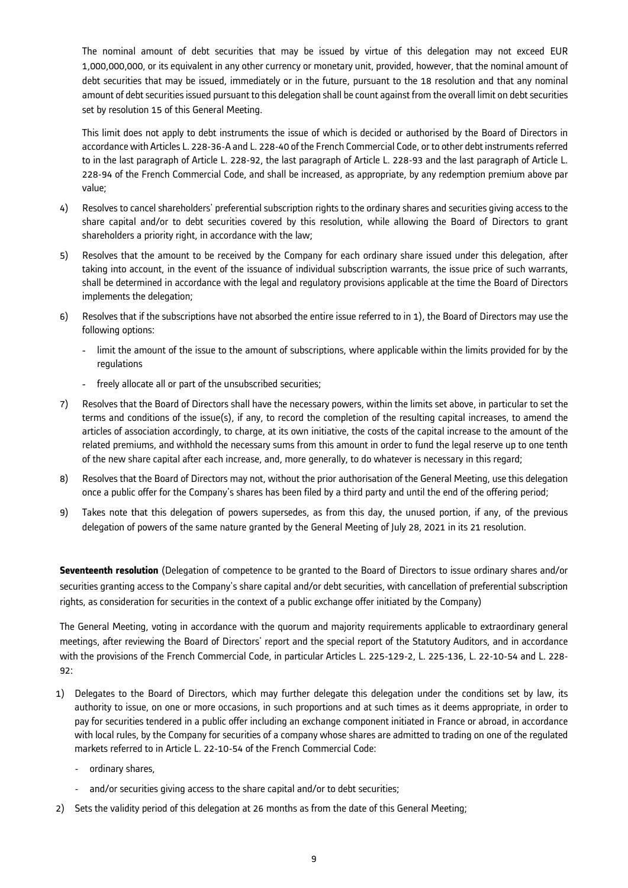The nominal amount of debt securities that may be issued by virtue of this delegation may not exceed EUR 1,000,000,000, or its equivalent in any other currency or monetary unit, provided, however, that the nominal amount of debt securities that may be issued, immediately or in the future, pursuant to the 18 resolution and that any nominal amount of debt securities issued pursuant to this delegation shall be count against from the overall limit on debt securities set by resolution 15 of this General Meeting.

This limit does not apply to debt instruments the issue of which is decided or authorised by the Board of Directors in accordance with Articles L. 228-36-A and L. 228-40 of the French Commercial Code, or to other debt instruments referred to in the last paragraph of Article L. 228-92, the last paragraph of Article L. 228-93 and the last paragraph of Article L. 228-94 of the French Commercial Code, and shall be increased, as appropriate, by any redemption premium above par value;

4) Resolves to cancel shareholders' preferential subscription rights to the ordinary shares and securities giving access to the share capital and/or to debt securities covered by this resolution, while allowing the Board of Directors to grant shareholders a priority right, in accordance with the law;

5) Resolves that the amount to be received by the Company for each ordinary share issued under this delegation, after taking into account, in the event of the issuance of individual subscription warrants, the issue price of such warrants, shall be determined in accordance with the legal and regulatory provisions applicable at the time the Board of Directors implements the delegation;

6) Resolves that if the subscriptions have not absorbed the entire issue referred to in 1), the Board of Directors may use the following options:

   - limit the amount of the issue to the amount of subscriptions, where applicable within the limits provided for by the regulations
   - freely allocate all or part of the unsubscribed securities;

7) Resolves that the Board of Directors shall have the necessary powers, within the limits set above, in particular to set the terms and conditions of the issue(s), if any, to record the completion of the resulting capital increases, to amend the articles of association accordingly, to charge, at its own initiative, the costs of the capital increase to the amount of the related premiums, and withhold the necessary sums from this amount in order to fund the legal reserve up to one tenth of the new share capital after each increase, and, more generally, to do whatever is necessary in this regard;

8) Resolves that the Board of Directors may not, without the prior authorisation of the General Meeting, use this delegation once a public offer for the Company's shares has been filed by a third party and until the end of the offering period;

9) Takes note that this delegation of powers supersedes, as from this day, the unused portion, if any, of the previous delegation of powers of the same nature granted by the General Meeting of July 28, 2021 in its 21 resolution.

**Seventeenth resolution** (Delegation of competence to be granted to the Board of Directors to issue ordinary shares and/or securities granting access to the Company's share capital and/or debt securities, with cancellation of preferential subscription rights, as consideration for securities in the context of a public exchange offer initiated by the Company)

The General Meeting, voting in accordance with the quorum and majority requirements applicable to extraordinary general meetings, after reviewing the Board of Directors' report and the special report of the Statutory Auditors, and in accordance with the provisions of the French Commercial Code, in particular Articles L. 225-129-2, L. 225-136, L. 22-10-54 and L. 228-92:

1) Delegates to the Board of Directors, which may further delegate this delegation under the conditions set by law, its authority to issue, on one or more occasions, in such proportions and at such times as it deems appropriate, in order to pay for securities tendered in a public offer including an exchange component initiated in France or abroad, in accordance with local rules, by the Company for securities of a company whose shares are admitted to trading on one of the regulated markets referred to in Article L. 22-10-54 of the French Commercial Code:

   - ordinary shares,
   - and/or securities giving access to the share capital and/or to debt securities;

2) Sets the validity period of this delegation at 26 months as from the date of this General Meeting;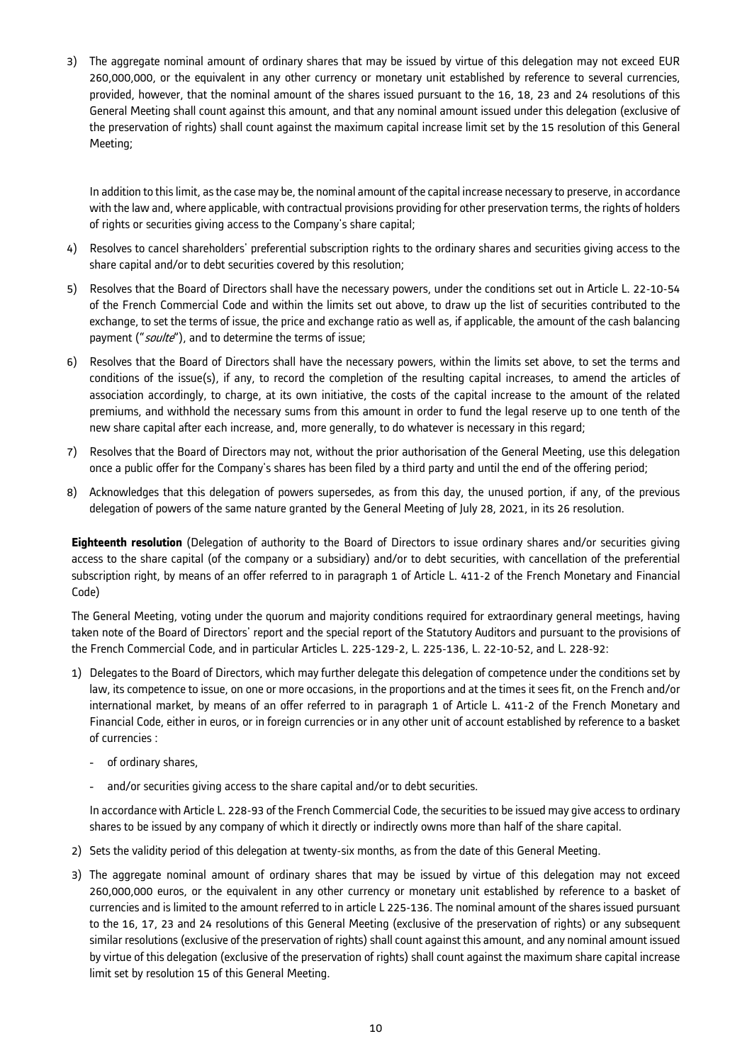3) The aggregate nominal amount of ordinary shares that may be issued by virtue of this delegation may not exceed EUR 260,000,000, or the equivalent in any other currency or monetary unit established by reference to several currencies, provided, however, that the nominal amount of the shares issued pursuant to the 16, 18, 23 and 24 resolutions of this General Meeting shall count against this amount, and that any nominal amount issued under this delegation (exclusive of the preservation of rights) shall count against the maximum capital increase limit set by the 15 resolution of this General Meeting;

   In addition to this limit, as the case may be, the nominal amount of the capital increase necessary to preserve, in accordance with the law and, where applicable, with contractual provisions providing for other preservation terms, the rights of holders of rights or securities giving access to the Company's share capital;

4) Resolves to cancel shareholders' preferential subscription rights to the ordinary shares and securities giving access to the share capital and/or to debt securities covered by this resolution;

5) Resolves that the Board of Directors shall have the necessary powers, under the conditions set out in Article L. 22-10-54 of the French Commercial Code and within the limits set out above, to draw up the list of securities contributed to the exchange, to set the terms of issue, the price and exchange ratio as well as, if applicable, the amount of the cash balancing payment ("*soulte*"), and to determine the terms of issue;

6) Resolves that the Board of Directors shall have the necessary powers, within the limits set above, to set the terms and conditions of the issue(s), if any, to record the completion of the resulting capital increases, to amend the articles of association accordingly, to charge, at its own initiative, the costs of the capital increase to the amount of the related premiums, and withhold the necessary sums from this amount in order to fund the legal reserve up to one tenth of the new share capital after each increase, and, more generally, to do whatever is necessary in this regard;

7) Resolves that the Board of Directors may not, without the prior authorisation of the General Meeting, use this delegation once a public offer for the Company's shares has been filed by a third party and until the end of the offering period;

8) Acknowledges that this delegation of powers supersedes, as from this day, the unused portion, if any, of the previous delegation of powers of the same nature granted by the General Meeting of July 28, 2021, in its 26 resolution.

**Eighteenth resolution** (Delegation of authority to the Board of Directors to issue ordinary shares and/or securities giving access to the share capital (of the company or a subsidiary) and/or to debt securities, with cancellation of the preferential subscription right, by means of an offer referred to in paragraph 1 of Article L. 411-2 of the French Monetary and Financial Code)

The General Meeting, voting under the quorum and majority conditions required for extraordinary general meetings, having taken note of the Board of Directors' report and the special report of the Statutory Auditors and pursuant to the provisions of the French Commercial Code, and in particular Articles L. 225-129-2, L. 225-136, L. 22-10-52, and L. 228-92:

1) Delegates to the Board of Directors, which may further delegate this delegation of competence under the conditions set by law, its competence to issue, on one or more occasions, in the proportions and at the times it sees fit, on the French and/or international market, by means of an offer referred to in paragraph 1 of Article L. 411-2 of the French Monetary and Financial Code, either in euros, or in foreign currencies or in any other unit of account established by reference to a basket of currencies :

   - of ordinary shares,
   - and/or securities giving access to the share capital and/or to debt securities.

   In accordance with Article L. 228-93 of the French Commercial Code, the securities to be issued may give access to ordinary shares to be issued by any company of which it directly or indirectly owns more than half of the share capital.

2) Sets the validity period of this delegation at twenty-six months, as from the date of this General Meeting.

3) The aggregate nominal amount of ordinary shares that may be issued by virtue of this delegation may not exceed 260,000,000 euros, or the equivalent in any other currency or monetary unit established by reference to a basket of currencies and is limited to the amount referred to in article L 225-136. The nominal amount of the shares issued pursuant to the 16, 17, 23 and 24 resolutions of this General Meeting (exclusive of the preservation of rights) or any subsequent similar resolutions (exclusive of the preservation of rights) shall count against this amount, and any nominal amount issued by virtue of this delegation (exclusive of the preservation of rights) shall count against the maximum share capital increase limit set by resolution 15 of this General Meeting.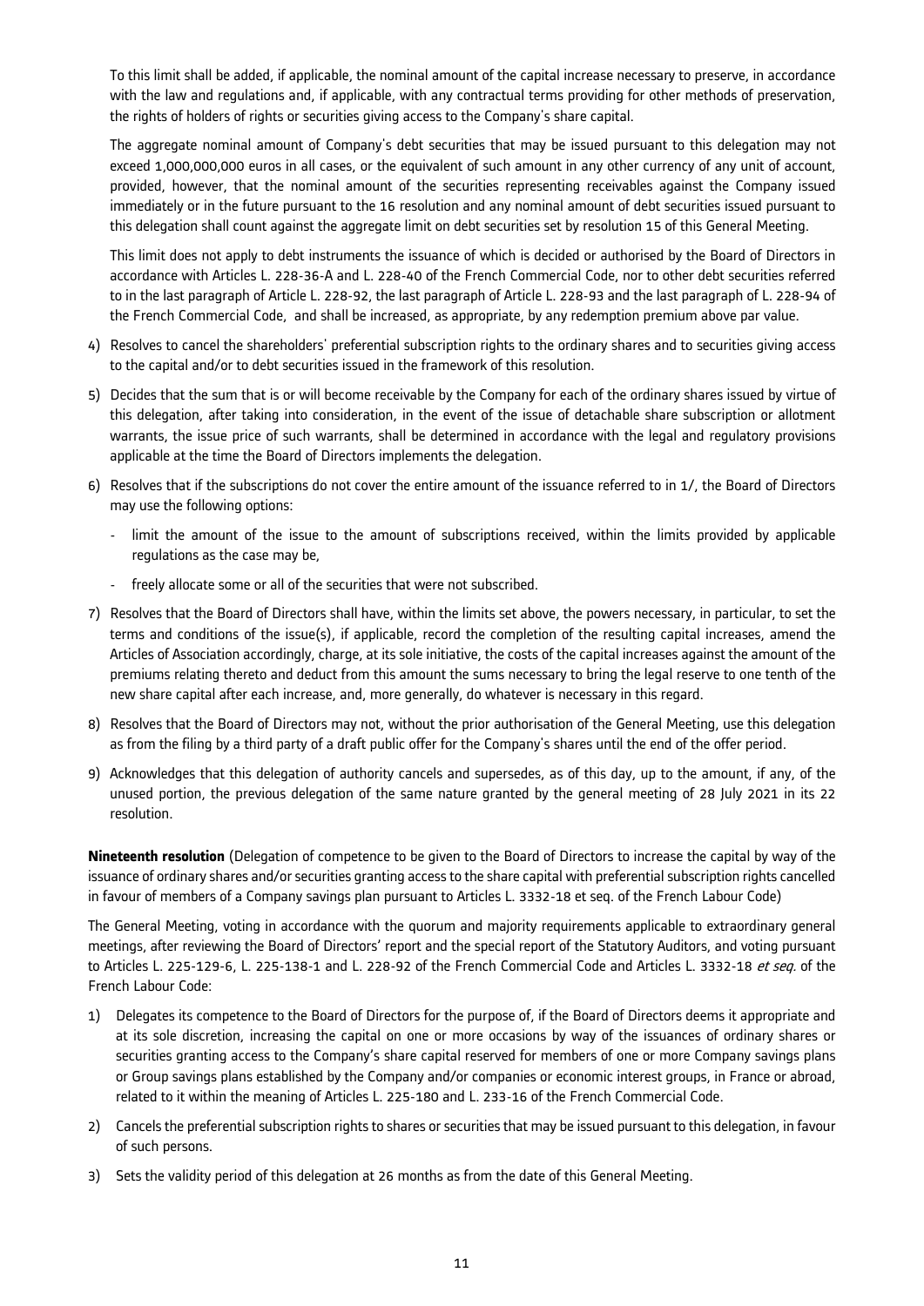To this limit shall be added, if applicable, the nominal amount of the capital increase necessary to preserve, in accordance with the law and regulations and, if applicable, with any contractual terms providing for other methods of preservation, the rights of holders of rights or securities giving access to the Company's share capital.

The aggregate nominal amount of Company's debt securities that may be issued pursuant to this delegation may not exceed 1,000,000,000 euros in all cases, or the equivalent of such amount in any other currency of any unit of account, provided, however, that the nominal amount of the securities representing receivables against the Company issued immediately or in the future pursuant to the 16 resolution and any nominal amount of debt securities issued pursuant to this delegation shall count against the aggregate limit on debt securities set by resolution 15 of this General Meeting.

This limit does not apply to debt instruments the issuance of which is decided or authorised by the Board of Directors in accordance with Articles L. 228-36-A and L. 228-40 of the French Commercial Code, nor to other debt securities referred to in the last paragraph of Article L. 228-92, the last paragraph of Article L. 228-93 and the last paragraph of L. 228-94 of the French Commercial Code, and shall be increased, as appropriate, by any redemption premium above par value.

4) Resolves to cancel the shareholders' preferential subscription rights to the ordinary shares and to securities giving access to the capital and/or to debt securities issued in the framework of this resolution.

5) Decides that the sum that is or will become receivable by the Company for each of the ordinary shares issued by virtue of this delegation, after taking into consideration, in the event of the issue of detachable share subscription or allotment warrants, the issue price of such warrants, shall be determined in accordance with the legal and regulatory provisions applicable at the time the Board of Directors implements the delegation.

6) Resolves that if the subscriptions do not cover the entire amount of the issuance referred to in 1/, the Board of Directors may use the following options:

   - limit the amount of the issue to the amount of subscriptions received, within the limits provided by applicable regulations as the case may be,
   - freely allocate some or all of the securities that were not subscribed.

7) Resolves that the Board of Directors shall have, within the limits set above, the powers necessary, in particular, to set the terms and conditions of the issue(s), if applicable, record the completion of the resulting capital increases, amend the Articles of Association accordingly, charge, at its sole initiative, the costs of the capital increases against the amount of the premiums relating thereto and deduct from this amount the sums necessary to bring the legal reserve to one tenth of the new share capital after each increase, and, more generally, do whatever is necessary in this regard.

8) Resolves that the Board of Directors may not, without the prior authorisation of the General Meeting, use this delegation as from the filing by a third party of a draft public offer for the Company's shares until the end of the offer period.

9) Acknowledges that this delegation of authority cancels and supersedes, as of this day, up to the amount, if any, of the unused portion, the previous delegation of the same nature granted by the general meeting of 28 July 2021 in its 22 resolution.

**Nineteenth resolution** (Delegation of competence to be given to the Board of Directors to increase the capital by way of the issuance of ordinary shares and/or securities granting access to the share capital with preferential subscription rights cancelled in favour of members of a Company savings plan pursuant to Articles L. 3332-18 et seq. of the French Labour Code)

The General Meeting, voting in accordance with the quorum and majority requirements applicable to extraordinary general meetings, after reviewing the Board of Directors' report and the special report of the Statutory Auditors, and voting pursuant to Articles L. 225-129-6, L. 225-138-1 and L. 228-92 of the French Commercial Code and Articles L. 3332-18 *et seq.* of the French Labour Code:

1) Delegates its competence to the Board of Directors for the purpose of, if the Board of Directors deems it appropriate and at its sole discretion, increasing the capital on one or more occasions by way of the issuances of ordinary shares or securities granting access to the Company's share capital reserved for members of one or more Company savings plans or Group savings plans established by the Company and/or companies or economic interest groups, in France or abroad, related to it within the meaning of Articles L. 225-180 and L. 233-16 of the French Commercial Code.

2) Cancels the preferential subscription rights to shares or securities that may be issued pursuant to this delegation, in favour of such persons.

3) Sets the validity period of this delegation at 26 months as from the date of this General Meeting.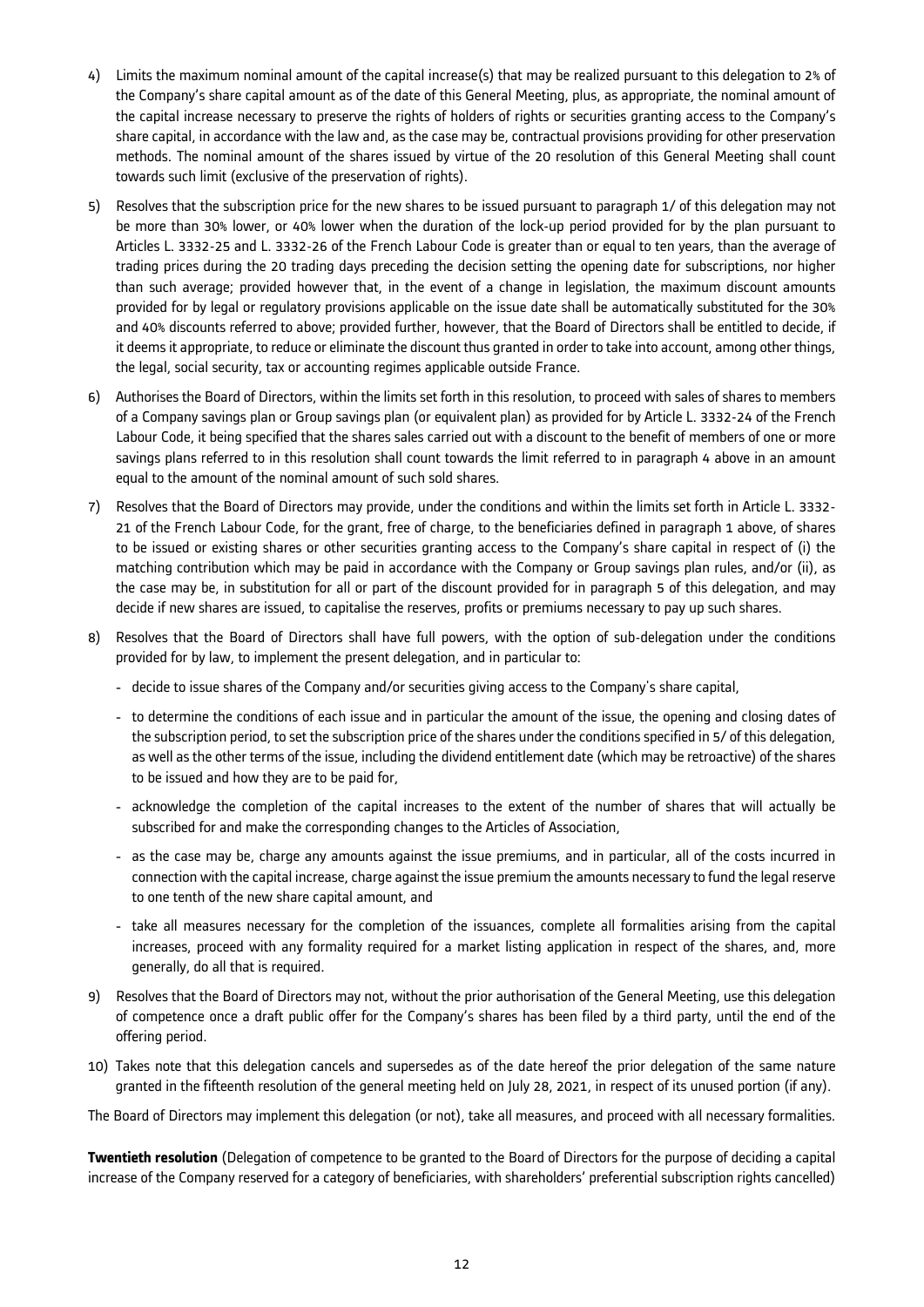4) Limits the maximum nominal amount of the capital increase(s) that may be realized pursuant to this delegation to 2% of the Company's share capital amount as of the date of this General Meeting, plus, as appropriate, the nominal amount of the capital increase necessary to preserve the rights of holders of rights or securities granting access to the Company's share capital, in accordance with the law and, as the case may be, contractual provisions providing for other preservation methods. The nominal amount of the shares issued by virtue of the 20 resolution of this General Meeting shall count towards such limit (exclusive of the preservation of rights).

5) Resolves that the subscription price for the new shares to be issued pursuant to paragraph 1/ of this delegation may not be more than 30% lower, or 40% lower when the duration of the lock-up period provided for by the plan pursuant to Articles L. 3332-25 and L. 3332-26 of the French Labour Code is greater than or equal to ten years, than the average of trading prices during the 20 trading days preceding the decision setting the opening date for subscriptions, nor higher than such average; provided however that, in the event of a change in legislation, the maximum discount amounts provided for by legal or regulatory provisions applicable on the issue date shall be automatically substituted for the 30% and 40% discounts referred to above; provided further, however, that the Board of Directors shall be entitled to decide, if it deems it appropriate, to reduce or eliminate the discount thus granted in order to take into account, among other things, the legal, social security, tax or accounting regimes applicable outside France.

6) Authorises the Board of Directors, within the limits set forth in this resolution, to proceed with sales of shares to members of a Company savings plan or Group savings plan (or equivalent plan) as provided for by Article L. 3332-24 of the French Labour Code, it being specified that the shares sales carried out with a discount to the benefit of members of one or more savings plans referred to in this resolution shall count towards the limit referred to in paragraph 4 above in an amount equal to the amount of the nominal amount of such sold shares.

7) Resolves that the Board of Directors may provide, under the conditions and within the limits set forth in Article L. 3332-21 of the French Labour Code, for the grant, free of charge, to the beneficiaries defined in paragraph 1 above, of shares to be issued or existing shares or other securities granting access to the Company's share capital in respect of (i) the matching contribution which may be paid in accordance with the Company or Group savings plan rules, and/or (ii), as the case may be, in substitution for all or part of the discount provided for in paragraph 5 of this delegation, and may decide if new shares are issued, to capitalise the reserves, profits or premiums necessary to pay up such shares.

8) Resolves that the Board of Directors shall have full powers, with the option of sub-delegation under the conditions provided for by law, to implement the present delegation, and in particular to:

   - decide to issue shares of the Company and/or securities giving access to the Company's share capital,
   - to determine the conditions of each issue and in particular the amount of the issue, the opening and closing dates of the subscription period, to set the subscription price of the shares under the conditions specified in 5/ of this delegation, as well as the other terms of the issue, including the dividend entitlement date (which may be retroactive) of the shares to be issued and how they are to be paid for,
   - acknowledge the completion of the capital increases to the extent of the number of shares that will actually be subscribed for and make the corresponding changes to the Articles of Association,
   - as the case may be, charge any amounts against the issue premiums, and in particular, all of the costs incurred in connection with the capital increase, charge against the issue premium the amounts necessary to fund the legal reserve to one tenth of the new share capital amount, and
   - take all measures necessary for the completion of the issuances, complete all formalities arising from the capital increases, proceed with any formality required for a market listing application in respect of the shares, and, more generally, do all that is required.

9) Resolves that the Board of Directors may not, without the prior authorisation of the General Meeting, use this delegation of competence once a draft public offer for the Company's shares has been filed by a third party, until the end of the offering period.

10) Takes note that this delegation cancels and supersedes as of the date hereof the prior delegation of the same nature granted in the fifteenth resolution of the general meeting held on July 28, 2021, in respect of its unused portion (if any).

The Board of Directors may implement this delegation (or not), take all measures, and proceed with all necessary formalities.

**Twentieth resolution** (Delegation of competence to be granted to the Board of Directors for the purpose of deciding a capital increase of the Company reserved for a category of beneficiaries, with shareholders' preferential subscription rights cancelled)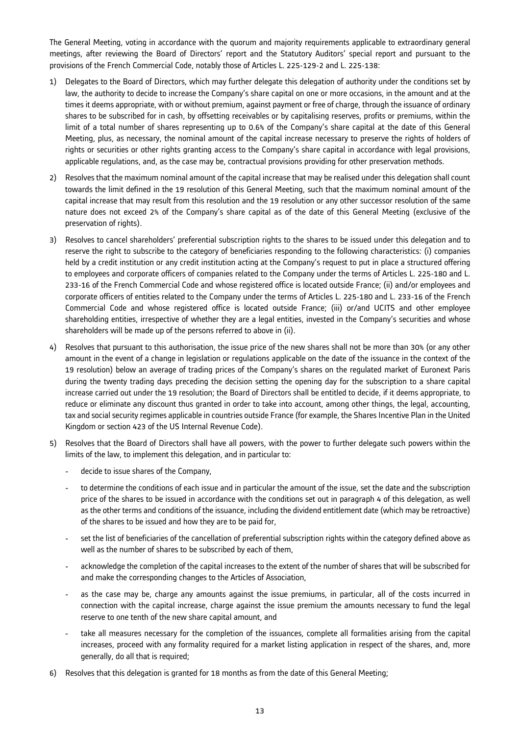The General Meeting, voting in accordance with the quorum and majority requirements applicable to extraordinary general meetings, after reviewing the Board of Directors' report and the Statutory Auditors' special report and pursuant to the provisions of the French Commercial Code, notably those of Articles L. 225-129-2 and L. 225-138:

1) Delegates to the Board of Directors, which may further delegate this delegation of authority under the conditions set by law, the authority to decide to increase the Company's share capital on one or more occasions, in the amount and at the times it deems appropriate, with or without premium, against payment or free of charge, through the issuance of ordinary shares to be subscribed for in cash, by offsetting receivables or by capitalising reserves, profits or premiums, within the limit of a total number of shares representing up to 0.6% of the Company's share capital at the date of this General Meeting, plus, as necessary, the nominal amount of the capital increase necessary to preserve the rights of holders of rights or securities or other rights granting access to the Company's share capital in accordance with legal provisions, applicable regulations, and, as the case may be, contractual provisions providing for other preservation methods.

2) Resolves that the maximum nominal amount of the capital increase that may be realised under this delegation shall count towards the limit defined in the 19 resolution of this General Meeting, such that the maximum nominal amount of the capital increase that may result from this resolution and the 19 resolution or any other successor resolution of the same nature does not exceed 2% of the Company's share capital as of the date of this General Meeting (exclusive of the preservation of rights).

3) Resolves to cancel shareholders' preferential subscription rights to the shares to be issued under this delegation and to reserve the right to subscribe to the category of beneficiaries responding to the following characteristics: (i) companies held by a credit institution or any credit institution acting at the Company's request to put in place a structured offering to employees and corporate officers of companies related to the Company under the terms of Articles L. 225-180 and L. 233-16 of the French Commercial Code and whose registered office is located outside France; (ii) and/or employees and corporate officers of entities related to the Company under the terms of Articles L. 225-180 and L. 233-16 of the French Commercial Code and whose registered office is located outside France; (iii) or/and UCITS and other employee shareholding entities, irrespective of whether they are a legal entities, invested in the Company's securities and whose shareholders will be made up of the persons referred to above in (ii).

4) Resolves that pursuant to this authorisation, the issue price of the new shares shall not be more than 30% (or any other amount in the event of a change in legislation or regulations applicable on the date of the issuance in the context of the 19 resolution) below an average of trading prices of the Company's shares on the regulated market of Euronext Paris during the twenty trading days preceding the decision setting the opening day for the subscription to a share capital increase carried out under the 19 resolution; the Board of Directors shall be entitled to decide, if it deems appropriate, to reduce or eliminate any discount thus granted in order to take into account, among other things, the legal, accounting, tax and social security regimes applicable in countries outside France (for example, the Shares Incentive Plan in the United Kingdom or section 423 of the US Internal Revenue Code).

5) Resolves that the Board of Directors shall have all powers, with the power to further delegate such powers within the limits of the law, to implement this delegation, and in particular to:

   - decide to issue shares of the Company,
   - to determine the conditions of each issue and in particular the amount of the issue, set the date and the subscription price of the shares to be issued in accordance with the conditions set out in paragraph 4 of this delegation, as well as the other terms and conditions of the issuance, including the dividend entitlement date (which may be retroactive) of the shares to be issued and how they are to be paid for,
   - set the list of beneficiaries of the cancellation of preferential subscription rights within the category defined above as well as the number of shares to be subscribed by each of them,
   - acknowledge the completion of the capital increases to the extent of the number of shares that will be subscribed for and make the corresponding changes to the Articles of Association,
   - as the case may be, charge any amounts against the issue premiums, in particular, all of the costs incurred in connection with the capital increase, charge against the issue premium the amounts necessary to fund the legal reserve to one tenth of the new share capital amount, and
   - take all measures necessary for the completion of the issuances, complete all formalities arising from the capital increases, proceed with any formality required for a market listing application in respect of the shares, and, more generally, do all that is required;

6) Resolves that this delegation is granted for 18 months as from the date of this General Meeting;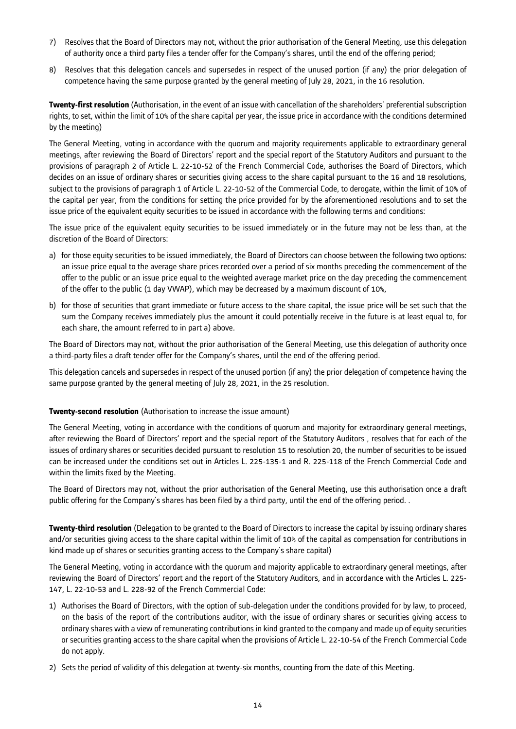7) Resolves that the Board of Directors may not, without the prior authorisation of the General Meeting, use this delegation of authority once a third party files a tender offer for the Company's shares, until the end of the offering period;

8) Resolves that this delegation cancels and supersedes in respect of the unused portion (if any) the prior delegation of competence having the same purpose granted by the general meeting of July 28, 2021, in the 16 resolution.

**Twenty-first resolution** (Authorisation, in the event of an issue with cancellation of the shareholders' preferential subscription rights, to set, within the limit of 10% of the share capital per year, the issue price in accordance with the conditions determined by the meeting)

The General Meeting, voting in accordance with the quorum and majority requirements applicable to extraordinary general meetings, after reviewing the Board of Directors' report and the special report of the Statutory Auditors and pursuant to the provisions of paragraph 2 of Article L. 22-10-52 of the French Commercial Code, authorises the Board of Directors, which decides on an issue of ordinary shares or securities giving access to the share capital pursuant to the 16 and 18 resolutions, subject to the provisions of paragraph 1 of Article L. 22-10-52 of the Commercial Code, to derogate, within the limit of 10% of the capital per year, from the conditions for setting the price provided for by the aforementioned resolutions and to set the issue price of the equivalent equity securities to be issued in accordance with the following terms and conditions:

The issue price of the equivalent equity securities to be issued immediately or in the future may not be less than, at the discretion of the Board of Directors:

a) for those equity securities to be issued immediately, the Board of Directors can choose between the following two options: an issue price equal to the average share prices recorded over a period of six months preceding the commencement of the offer to the public or an issue price equal to the weighted average market price on the day preceding the commencement of the offer to the public (1 day VWAP), which may be decreased by a maximum discount of 10%,

b) for those of securities that grant immediate or future access to the share capital, the issue price will be set such that the sum the Company receives immediately plus the amount it could potentially receive in the future is at least equal to, for each share, the amount referred to in part a) above.

The Board of Directors may not, without the prior authorisation of the General Meeting, use this delegation of authority once a third-party files a draft tender offer for the Company's shares, until the end of the offering period.

This delegation cancels and supersedes in respect of the unused portion (if any) the prior delegation of competence having the same purpose granted by the general meeting of July 28, 2021, in the 25 resolution.

**Twenty-second resolution** (Authorisation to increase the issue amount)

The General Meeting, voting in accordance with the conditions of quorum and majority for extraordinary general meetings, after reviewing the Board of Directors' report and the special report of the Statutory Auditors , resolves that for each of the issues of ordinary shares or securities decided pursuant to resolution 15 to resolution 20, the number of securities to be issued can be increased under the conditions set out in Articles L. 225-135-1 and R. 225-118 of the French Commercial Code and within the limits fixed by the Meeting.

The Board of Directors may not, without the prior authorisation of the General Meeting, use this authorisation once a draft public offering for the Company's shares has been filed by a third party, until the end of the offering period. .

**Twenty-third resolution** (Delegation to be granted to the Board of Directors to increase the capital by issuing ordinary shares and/or securities giving access to the share capital within the limit of 10% of the capital as compensation for contributions in kind made up of shares or securities granting access to the Company's share capital)

The General Meeting, voting in accordance with the quorum and majority applicable to extraordinary general meetings, after reviewing the Board of Directors' report and the report of the Statutory Auditors, and in accordance with the Articles L. 225-147, L. 22-10-53 and L. 228-92 of the French Commercial Code:

1) Authorises the Board of Directors, with the option of sub-delegation under the conditions provided for by law, to proceed, on the basis of the report of the contributions auditor, with the issue of ordinary shares or securities giving access to ordinary shares with a view of remunerating contributions in kind granted to the company and made up of equity securities or securities granting access to the share capital when the provisions of Article L. 22-10-54 of the French Commercial Code do not apply.

2) Sets the period of validity of this delegation at twenty-six months, counting from the date of this Meeting.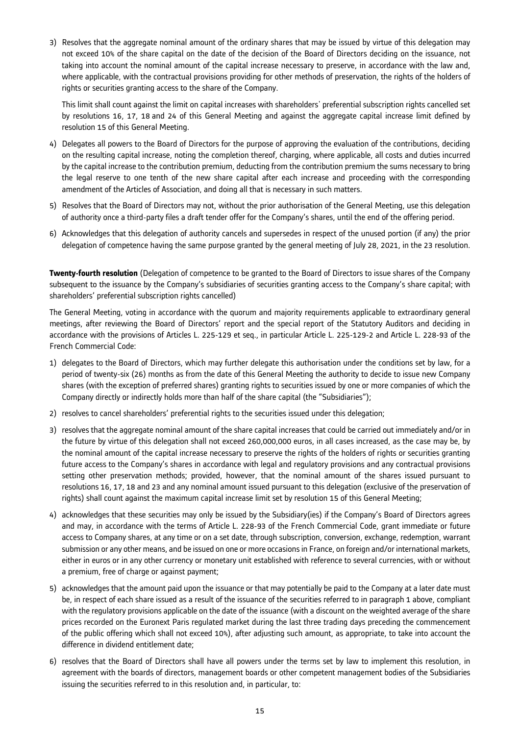3) Resolves that the aggregate nominal amount of the ordinary shares that may be issued by virtue of this delegation may not exceed 10% of the share capital on the date of the decision of the Board of Directors deciding on the issuance, not taking into account the nominal amount of the capital increase necessary to preserve, in accordance with the law and, where applicable, with the contractual provisions providing for other methods of preservation, the rights of the holders of rights or securities granting access to the share of the Company.

   This limit shall count against the limit on capital increases with shareholders' preferential subscription rights cancelled set by resolutions 16, 17, 18 and 24 of this General Meeting and against the aggregate capital increase limit defined by resolution 15 of this General Meeting.

4) Delegates all powers to the Board of Directors for the purpose of approving the evaluation of the contributions, deciding on the resulting capital increase, noting the completion thereof, charging, where applicable, all costs and duties incurred by the capital increase to the contribution premium, deducting from the contribution premium the sums necessary to bring the legal reserve to one tenth of the new share capital after each increase and proceeding with the corresponding amendment of the Articles of Association, and doing all that is necessary in such matters.

5) Resolves that the Board of Directors may not, without the prior authorisation of the General Meeting, use this delegation of authority once a third-party files a draft tender offer for the Company's shares, until the end of the offering period.

6) Acknowledges that this delegation of authority cancels and supersedes in respect of the unused portion (if any) the prior delegation of competence having the same purpose granted by the general meeting of July 28, 2021, in the 23 resolution.

**Twenty-fourth resolution** (Delegation of competence to be granted to the Board of Directors to issue shares of the Company subsequent to the issuance by the Company's subsidiaries of securities granting access to the Company's share capital; with shareholders' preferential subscription rights cancelled)

The General Meeting, voting in accordance with the quorum and majority requirements applicable to extraordinary general meetings, after reviewing the Board of Directors' report and the special report of the Statutory Auditors and deciding in accordance with the provisions of Articles L. 225-129 et seq., in particular Article L. 225-129-2 and Article L. 228-93 of the French Commercial Code:

1) delegates to the Board of Directors, which may further delegate this authorisation under the conditions set by law, for a period of twenty-six (26) months as from the date of this General Meeting the authority to decide to issue new Company shares (with the exception of preferred shares) granting rights to securities issued by one or more companies of which the Company directly or indirectly holds more than half of the share capital (the "Subsidiaries");

2) resolves to cancel shareholders' preferential rights to the securities issued under this delegation;

3) resolves that the aggregate nominal amount of the share capital increases that could be carried out immediately and/or in the future by virtue of this delegation shall not exceed 260,000,000 euros, in all cases increased, as the case may be, by the nominal amount of the capital increase necessary to preserve the rights of the holders of rights or securities granting future access to the Company's shares in accordance with legal and regulatory provisions and any contractual provisions setting other preservation methods; provided, however, that the nominal amount of the shares issued pursuant to resolutions 16, 17, 18 and 23 and any nominal amount issued pursuant to this delegation (exclusive of the preservation of rights) shall count against the maximum capital increase limit set by resolution 15 of this General Meeting;

4) acknowledges that these securities may only be issued by the Subsidiary(ies) if the Company's Board of Directors agrees and may, in accordance with the terms of Article L. 228-93 of the French Commercial Code, grant immediate or future access to Company shares, at any time or on a set date, through subscription, conversion, exchange, redemption, warrant submission or any other means, and be issued on one or more occasions in France, on foreign and/or international markets, either in euros or in any other currency or monetary unit established with reference to several currencies, with or without a premium, free of charge or against payment;

5) acknowledges that the amount paid upon the issuance or that may potentially be paid to the Company at a later date must be, in respect of each share issued as a result of the issuance of the securities referred to in paragraph 1 above, compliant with the regulatory provisions applicable on the date of the issuance (with a discount on the weighted average of the share prices recorded on the Euronext Paris regulated market during the last three trading days preceding the commencement of the public offering which shall not exceed 10%), after adjusting such amount, as appropriate, to take into account the difference in dividend entitlement date;

6) resolves that the Board of Directors shall have all powers under the terms set by law to implement this resolution, in agreement with the boards of directors, management boards or other competent management bodies of the Subsidiaries issuing the securities referred to in this resolution and, in particular, to: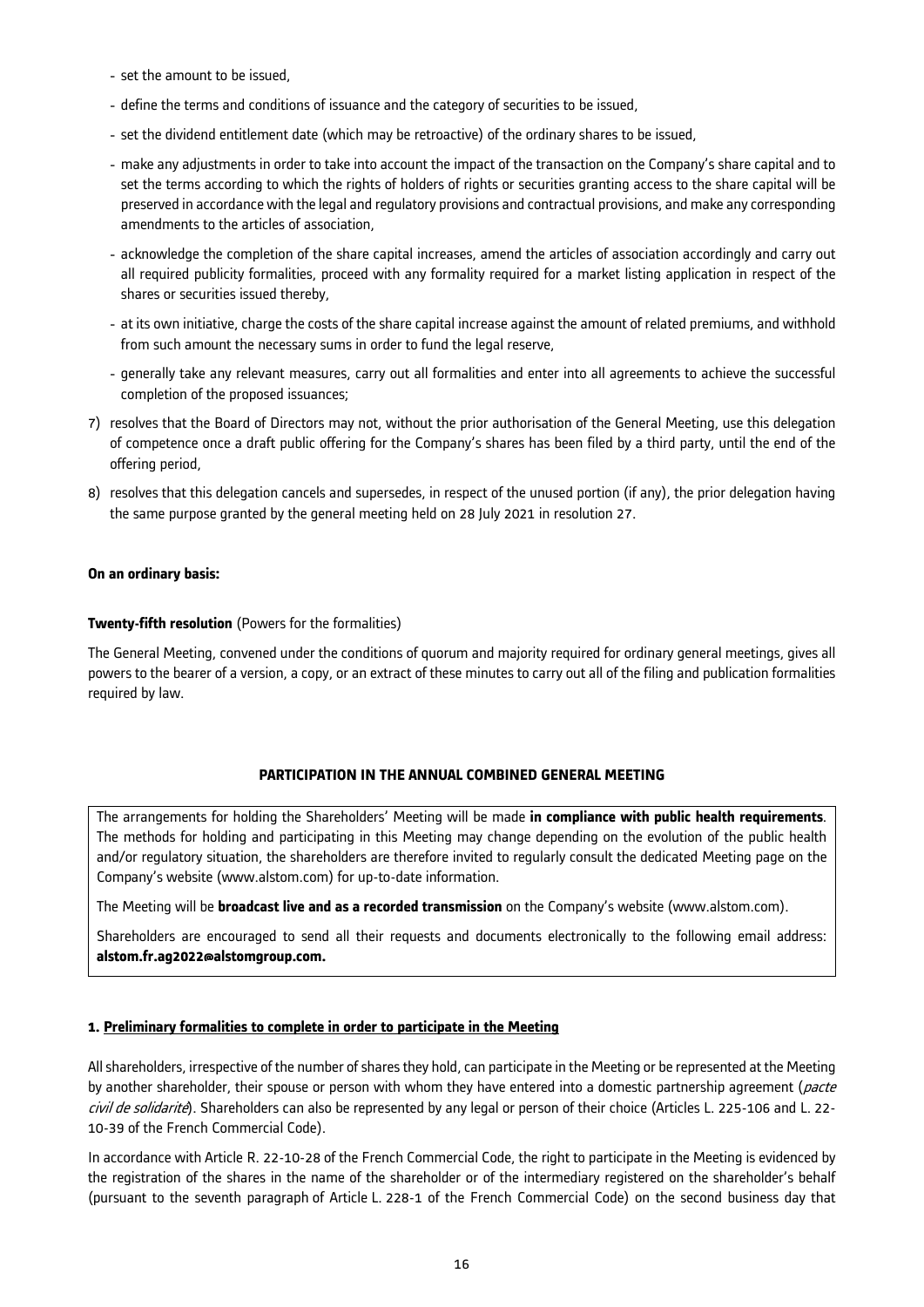- set the amount to be issued,
- define the terms and conditions of issuance and the category of securities to be issued,
- set the dividend entitlement date (which may be retroactive) of the ordinary shares to be issued,
- make any adjustments in order to take into account the impact of the transaction on the Company's share capital and to set the terms according to which the rights of holders of rights or securities granting access to the share capital will be preserved in accordance with the legal and regulatory provisions and contractual provisions, and make any corresponding amendments to the articles of association,
- acknowledge the completion of the share capital increases, amend the articles of association accordingly and carry out all required publicity formalities, proceed with any formality required for a market listing application in respect of the shares or securities issued thereby,
- at its own initiative, charge the costs of the share capital increase against the amount of related premiums, and withhold from such amount the necessary sums in order to fund the legal reserve,
- generally take any relevant measures, carry out all formalities and enter into all agreements to achieve the successful completion of the proposed issuances;

7) resolves that the Board of Directors may not, without the prior authorisation of the General Meeting, use this delegation of competence once a draft public offering for the Company's shares has been filed by a third party, until the end of the offering period,

8) resolves that this delegation cancels and supersedes, in respect of the unused portion (if any), the prior delegation having the same purpose granted by the general meeting held on 28 July 2021 in resolution 27.

**On an ordinary basis:**

**Twenty-fifth resolution** (Powers for the formalities)

The General Meeting, convened under the conditions of quorum and majority required for ordinary general meetings, gives all powers to the bearer of a version, a copy, or an extract of these minutes to carry out all of the filing and publication formalities required by law.

**PARTICIPATION IN THE ANNUAL COMBINED GENERAL MEETING**

The arrangements for holding the Shareholders' Meeting will be made **in compliance with public health requirements**. The methods for holding and participating in this Meeting may change depending on the evolution of the public health and/or regulatory situation, the shareholders are therefore invited to regularly consult the dedicated Meeting page on the Company's website (www.alstom.com) for up-to-date information.

The Meeting will be **broadcast live and as a recorded transmission** on the Company's website (www.alstom.com).

Shareholders are encouraged to send all their requests and documents electronically to the following email address: **alstom.fr.ag2022@alstomgroup.com.**

**1. Preliminary formalities to complete in order to participate in the Meeting**

All shareholders, irrespective of the number of shares they hold, can participate in the Meeting or be represented at the Meeting by another shareholder, their spouse or person with whom they have entered into a domestic partnership agreement (*pacte civil de solidarité*). Shareholders can also be represented by any legal or person of their choice (Articles L. 225-106 and L. 22-10-39 of the French Commercial Code).

In accordance with Article R. 22-10-28 of the French Commercial Code, the right to participate in the Meeting is evidenced by the registration of the shares in the name of the shareholder or of the intermediary registered on the shareholder's behalf (pursuant to the seventh paragraph of Article L. 228-1 of the French Commercial Code) on the second business day that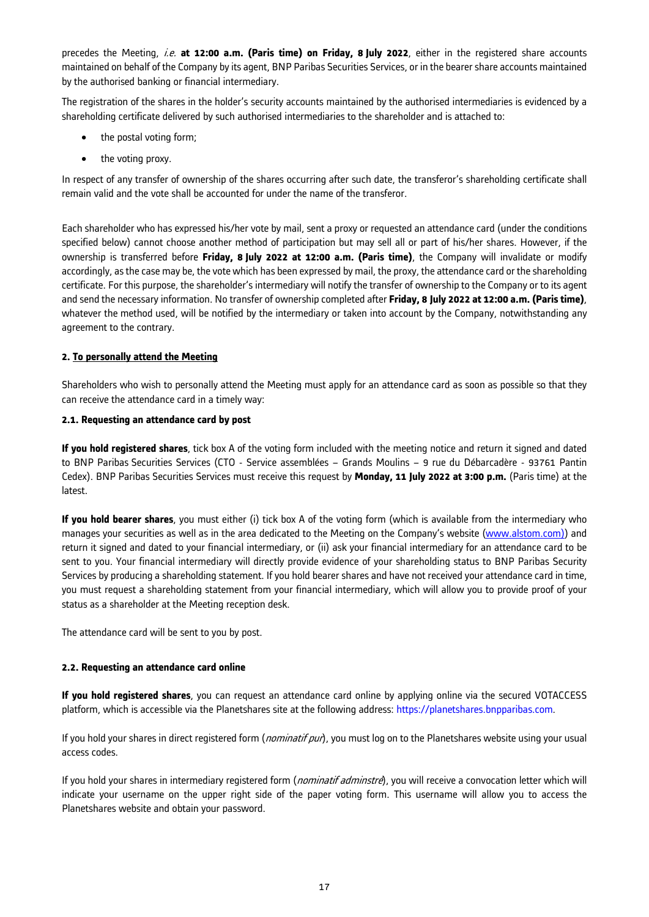precedes the Meeting, *i.e.* **at 12:00 a.m. (Paris time) on Friday, 8 July 2022**, either in the registered share accounts maintained on behalf of the Company by its agent, BNP Paribas Securities Services, or in the bearer share accounts maintained by the authorised banking or financial intermediary.

The registration of the shares in the holder's security accounts maintained by the authorised intermediaries is evidenced by a shareholding certificate delivered by such authorised intermediaries to the shareholder and is attached to:

- the postal voting form;
- the voting proxy.

In respect of any transfer of ownership of the shares occurring after such date, the transferor's shareholding certificate shall remain valid and the vote shall be accounted for under the name of the transferor.

Each shareholder who has expressed his/her vote by mail, sent a proxy or requested an attendance card (under the conditions specified below) cannot choose another method of participation but may sell all or part of his/her shares. However, if the ownership is transferred before **Friday, 8 July 2022 at 12:00 a.m. (Paris time)**, the Company will invalidate or modify accordingly, as the case may be, the vote which has been expressed by mail, the proxy, the attendance card or the shareholding certificate. For this purpose, the shareholder's intermediary will notify the transfer of ownership to the Company or to its agent and send the necessary information. No transfer of ownership completed after **Friday, 8 July 2022 at 12:00 a.m. (Paris time)**, whatever the method used, will be notified by the intermediary or taken into account by the Company, notwithstanding any agreement to the contrary.

### 2. <u>To personally attend the Meeting</u>

Shareholders who wish to personally attend the Meeting must apply for an attendance card as soon as possible so that they can receive the attendance card in a timely way:

#### 2.1. Requesting an attendance card by post

**If you hold registered shares**, tick box A of the voting form included with the meeting notice and return it signed and dated to BNP Paribas Securities Services (CTO - Service assemblées – Grands Moulins – 9 rue du Débarcadère - 93761 Pantin Cedex). BNP Paribas Securities Services must receive this request by **Monday, 11 July 2022 at 3:00 p.m.** (Paris time) at the latest.

**If you hold bearer shares**, you must either (i) tick box A of the voting form (which is available from the intermediary who manages your securities as well as in the area dedicated to the Meeting on the Company's website (www.alstom.com)) and return it signed and dated to your financial intermediary, or (ii) ask your financial intermediary for an attendance card to be sent to you. Your financial intermediary will directly provide evidence of your shareholding status to BNP Paribas Security Services by producing a shareholding statement. If you hold bearer shares and have not received your attendance card in time, you must request a shareholding statement from your financial intermediary, which will allow you to provide proof of your status as a shareholder at the Meeting reception desk.

The attendance card will be sent to you by post.

#### 2.2. Requesting an attendance card online

**If you hold registered shares**, you can request an attendance card online by applying online via the secured VOTACCESS platform, which is accessible via the Planetshares site at the following address: https://planetshares.bnpparibas.com.

If you hold your shares in direct registered form (*nominatif pur*), you must log on to the Planetshares website using your usual access codes.

If you hold your shares in intermediary registered form (*nominatif adminstré*), you will receive a convocation letter which will indicate your username on the upper right side of the paper voting form. This username will allow you to access the Planetshares website and obtain your password.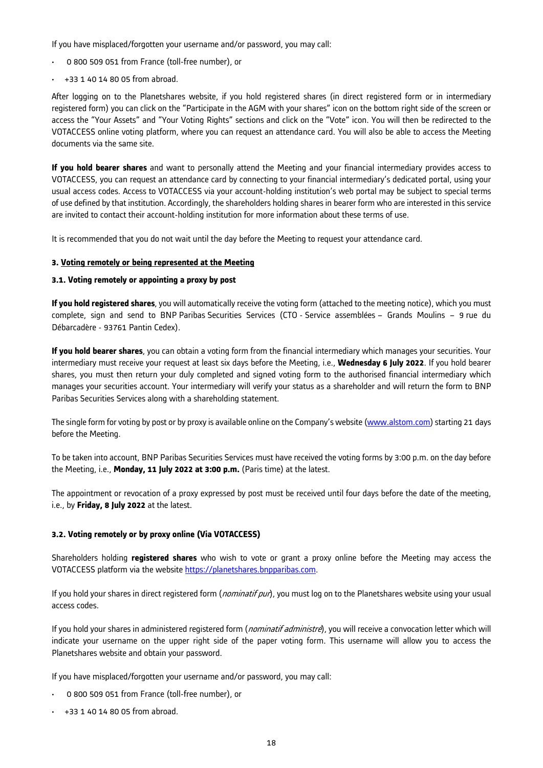If you have misplaced/forgotten your username and/or password, you may call:

- 0 800 509 051 from France (toll-free number), or
- +33 1 40 14 80 05 from abroad.

After logging on to the Planetshares website, if you hold registered shares (in direct registered form or in intermediary registered form) you can click on the "Participate in the AGM with your shares" icon on the bottom right side of the screen or access the "Your Assets" and "Your Voting Rights" sections and click on the "Vote" icon. You will then be redirected to the VOTACCESS online voting platform, where you can request an attendance card. You will also be able to access the Meeting documents via the same site.

**If you hold bearer shares** and want to personally attend the Meeting and your financial intermediary provides access to VOTACCESS, you can request an attendance card by connecting to your financial intermediary's dedicated portal, using your usual access codes. Access to VOTACCESS via your account-holding institution's web portal may be subject to special terms of use defined by that institution. Accordingly, the shareholders holding shares in bearer form who are interested in this service are invited to contact their account-holding institution for more information about these terms of use.

It is recommended that you do not wait until the day before the Meeting to request your attendance card.

### 3. Voting remotely or being represented at the Meeting

#### 3.1. Voting remotely or appointing a proxy by post

**If you hold registered shares**, you will automatically receive the voting form (attached to the meeting notice), which you must complete, sign and send to BNP Paribas Securities Services (CTO - Service assemblées – Grands Moulins – 9 rue du Débarcadère - 93761 Pantin Cedex).

**If you hold bearer shares**, you can obtain a voting form from the financial intermediary which manages your securities. Your intermediary must receive your request at least six days before the Meeting, i.e., **Wednesday 6 July 2022**. If you hold bearer shares, you must then return your duly completed and signed voting form to the authorised financial intermediary which manages your securities account. Your intermediary will verify your status as a shareholder and will return the form to BNP Paribas Securities Services along with a shareholding statement.

The single form for voting by post or by proxy is available online on the Company's website (www.alstom.com) starting 21 days before the Meeting.

To be taken into account, BNP Paribas Securities Services must have received the voting forms by 3:00 p.m. on the day before the Meeting, i.e., **Monday, 11 July 2022 at 3:00 p.m.** (Paris time) at the latest.

The appointment or revocation of a proxy expressed by post must be received until four days before the date of the meeting, i.e., by **Friday, 8 July 2022** at the latest.

#### 3.2. Voting remotely or by proxy online (Via VOTACCESS)

Shareholders holding **registered shares** who wish to vote or grant a proxy online before the Meeting may access the VOTACCESS platform via the website https://planetshares.bnpparibas.com.

If you hold your shares in direct registered form (*nominatif pur*), you must log on to the Planetshares website using your usual access codes.

If you hold your shares in administered registered form (*nominatif administré*), you will receive a convocation letter which will indicate your username on the upper right side of the paper voting form. This username will allow you to access the Planetshares website and obtain your password.

If you have misplaced/forgotten your username and/or password, you may call:

- 0 800 509 051 from France (toll-free number), or
- +33 1 40 14 80 05 from abroad.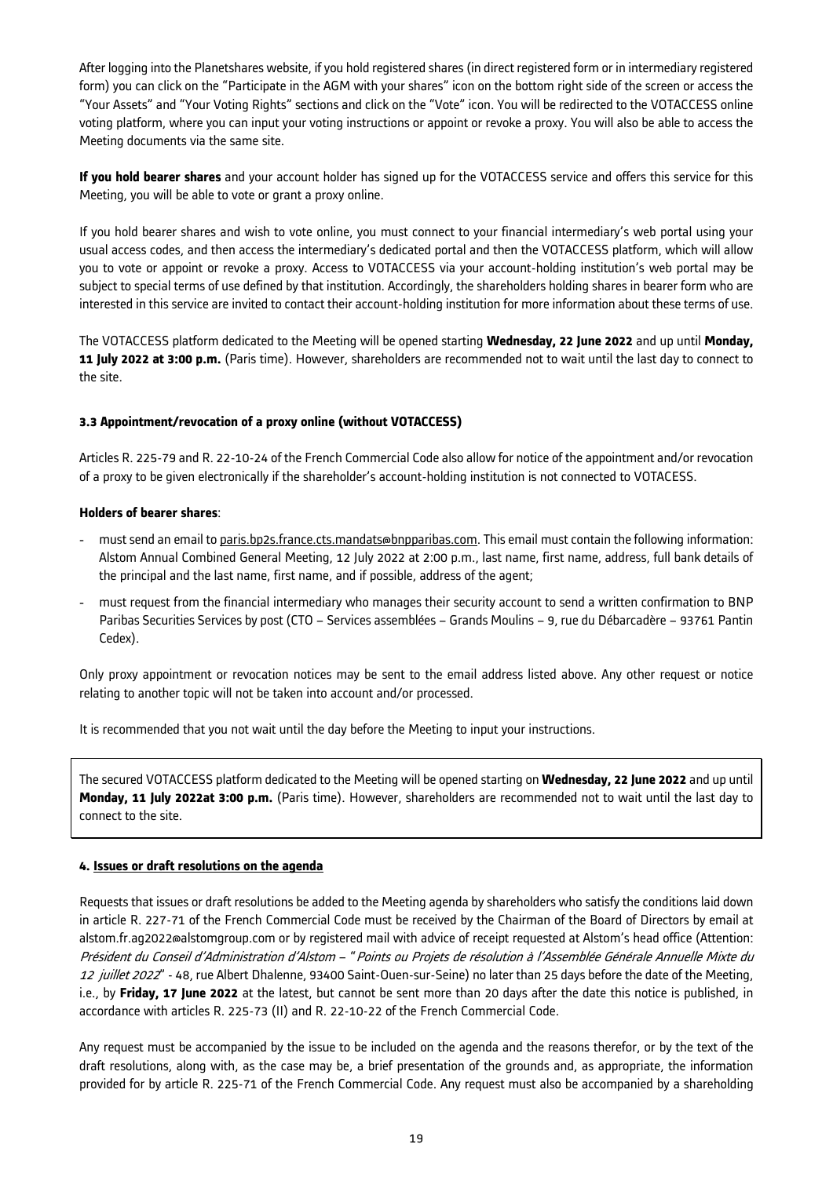After logging into the Planetshares website, if you hold registered shares (in direct registered form or in intermediary registered form) you can click on the "Participate in the AGM with your shares" icon on the bottom right side of the screen or access the "Your Assets" and "Your Voting Rights" sections and click on the "Vote" icon. You will be redirected to the VOTACCESS online voting platform, where you can input your voting instructions or appoint or revoke a proxy. You will also be able to access the Meeting documents via the same site.

**If you hold bearer shares** and your account holder has signed up for the VOTACCESS service and offers this service for this Meeting, you will be able to vote or grant a proxy online.

If you hold bearer shares and wish to vote online, you must connect to your financial intermediary's web portal using your usual access codes, and then access the intermediary's dedicated portal and then the VOTACCESS platform, which will allow you to vote or appoint or revoke a proxy. Access to VOTACCESS via your account-holding institution's web portal may be subject to special terms of use defined by that institution. Accordingly, the shareholders holding shares in bearer form who are interested in this service are invited to contact their account-holding institution for more information about these terms of use.

The VOTACCESS platform dedicated to the Meeting will be opened starting **Wednesday, 22 June 2022** and up until **Monday, 11 July 2022 at 3:00 p.m.** (Paris time). However, shareholders are recommended not to wait until the last day to connect to the site.

### 3.3 Appointment/revocation of a proxy online (without VOTACCESS)

Articles R. 225-79 and R. 22-10-24 of the French Commercial Code also allow for notice of the appointment and/or revocation of a proxy to be given electronically if the shareholder's account-holding institution is not connected to VOTACESS.

**Holders of bearer shares**:

- must send an email to paris.bp2s.france.cts.mandats@bnpparibas.com. This email must contain the following information: Alstom Annual Combined General Meeting, 12 July 2022 at 2:00 p.m., last name, first name, address, full bank details of the principal and the last name, first name, and if possible, address of the agent;
- must request from the financial intermediary who manages their security account to send a written confirmation to BNP Paribas Securities Services by post (CTO – Services assemblées – Grands Moulins – 9, rue du Débarcadère – 93761 Pantin Cedex).

Only proxy appointment or revocation notices may be sent to the email address listed above. Any other request or notice relating to another topic will not be taken into account and/or processed.

It is recommended that you not wait until the day before the Meeting to input your instructions.

The secured VOTACCESS platform dedicated to the Meeting will be opened starting on **Wednesday, 22 June 2022** and up until **Monday, 11 July 2022at 3:00 p.m.** (Paris time). However, shareholders are recommended not to wait until the last day to connect to the site.

### 4. Issues or draft resolutions on the agenda

Requests that issues or draft resolutions be added to the Meeting agenda by shareholders who satisfy the conditions laid down in article R. 227-71 of the French Commercial Code must be received by the Chairman of the Board of Directors by email at alstom.fr.ag2022@alstomgroup.com or by registered mail with advice of receipt requested at Alstom's head office (Attention: *Président du Conseil d'Administration d'Alstom – "Points ou Projets de résolution à l'Assemblée Générale Annuelle Mixte du 12 juillet 2022*" - 48, rue Albert Dhalenne, 93400 Saint-Ouen-sur-Seine) no later than 25 days before the date of the Meeting, i.e., by **Friday, 17 June 2022** at the latest, but cannot be sent more than 20 days after the date this notice is published, in accordance with articles R. 225-73 (II) and R. 22-10-22 of the French Commercial Code.

Any request must be accompanied by the issue to be included on the agenda and the reasons therefor, or by the text of the draft resolutions, along with, as the case may be, a brief presentation of the grounds and, as appropriate, the information provided for by article R. 225-71 of the French Commercial Code. Any request must also be accompanied by a shareholding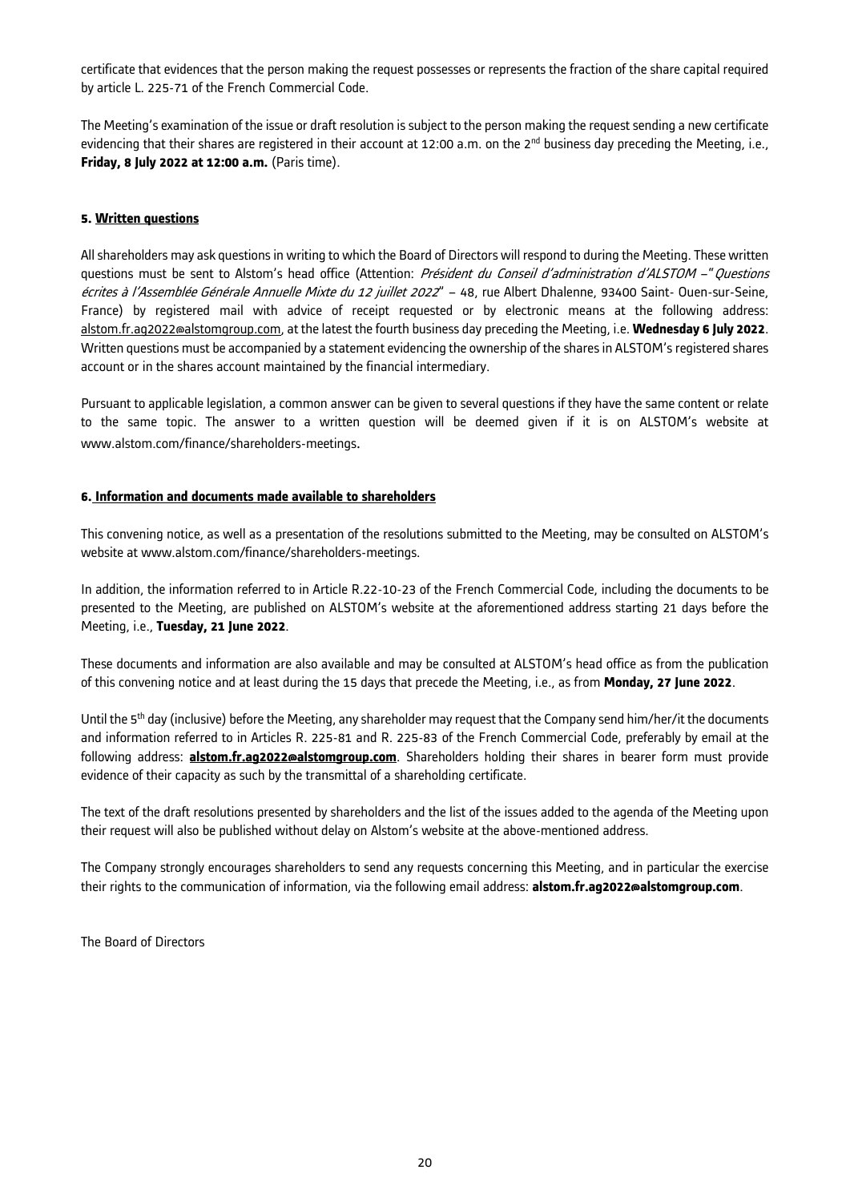certificate that evidences that the person making the request possesses or represents the fraction of the share capital required by article L. 225-71 of the French Commercial Code.

The Meeting's examination of the issue or draft resolution is subject to the person making the request sending a new certificate evidencing that their shares are registered in their account at 12:00 a.m. on the 2nd business day preceding the Meeting, i.e., **Friday, 8 July 2022 at 12:00 a.m.** (Paris time).

## 5. Written questions

All shareholders may ask questions in writing to which the Board of Directors will respond to during the Meeting. These written questions must be sent to Alstom's head office (Attention: *Président du Conseil d'administration d'ALSTOM* –"*Questions écrites à l'Assemblée Générale Annuelle Mixte du 12 juillet 2022*" – 48, rue Albert Dhalenne, 93400 Saint- Ouen-sur-Seine, France) by registered mail with advice of receipt requested or by electronic means at the following address: alstom.fr.ag2022@alstomgroup.com, at the latest the fourth business day preceding the Meeting, i.e. **Wednesday 6 July 2022**. Written questions must be accompanied by a statement evidencing the ownership of the shares in ALSTOM's registered shares account or in the shares account maintained by the financial intermediary.

Pursuant to applicable legislation, a common answer can be given to several questions if they have the same content or relate to the same topic. The answer to a written question will be deemed given if it is on ALSTOM's website at www.alstom.com/finance/shareholders-meetings.

## 6. Information and documents made available to shareholders

This convening notice, as well as a presentation of the resolutions submitted to the Meeting, may be consulted on ALSTOM's website at www.alstom.com/finance/shareholders-meetings.

In addition, the information referred to in Article R.22-10-23 of the French Commercial Code, including the documents to be presented to the Meeting, are published on ALSTOM's website at the aforementioned address starting 21 days before the Meeting, i.e., **Tuesday, 21 June 2022**.

These documents and information are also available and may be consulted at ALSTOM's head office as from the publication of this convening notice and at least during the 15 days that precede the Meeting, i.e., as from **Monday, 27 June 2022**.

Until the 5th day (inclusive) before the Meeting, any shareholder may request that the Company send him/her/it the documents and information referred to in Articles R. 225-81 and R. 225-83 of the French Commercial Code, preferably by email at the following address: **alstom.fr.ag2022@alstomgroup.com**. Shareholders holding their shares in bearer form must provide evidence of their capacity as such by the transmittal of a shareholding certificate.

The text of the draft resolutions presented by shareholders and the list of the issues added to the agenda of the Meeting upon their request will also be published without delay on Alstom's website at the above-mentioned address.

The Company strongly encourages shareholders to send any requests concerning this Meeting, and in particular the exercise their rights to the communication of information, via the following email address: **alstom.fr.ag2022@alstomgroup.com**.

The Board of Directors